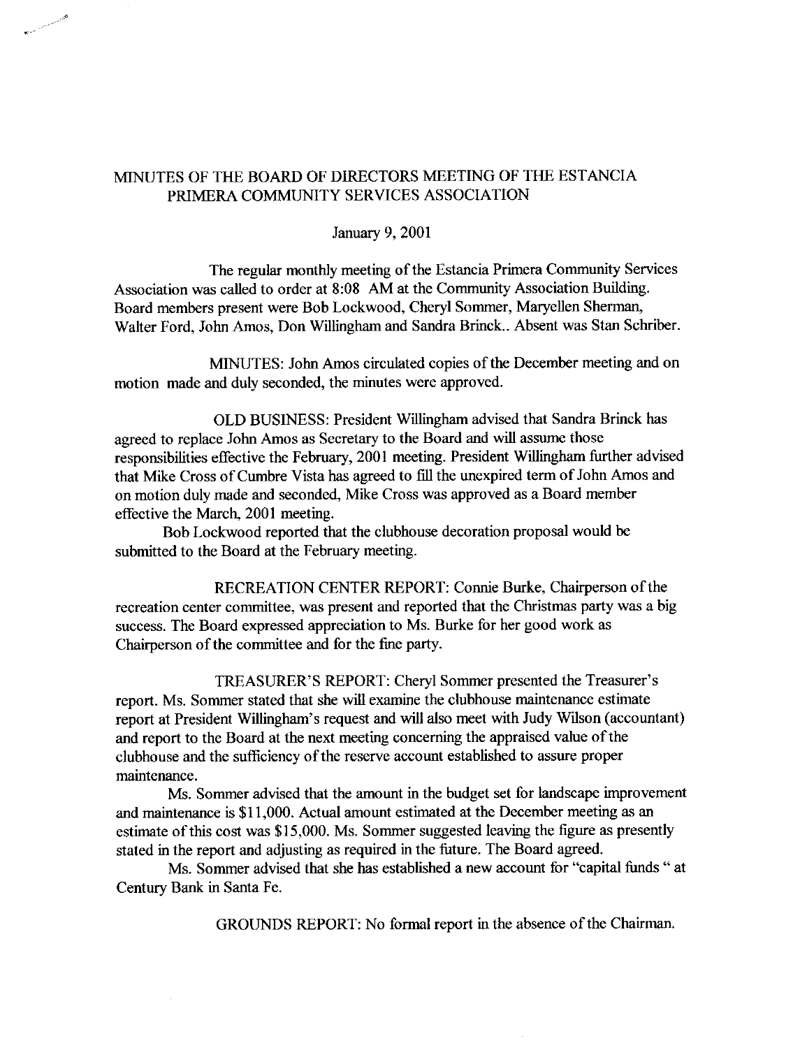# MINUTES OF THE BOARD OF DIRECTORS MEETING OF THE ESTANCIA PRIMERA COMMUNITY SERVICES ASSOCIATION

January 9, 2001

The regular monthly meeting of the Estancia Primera Community Services Association was called to order at 8:08 AM at the Community Association Building. Board members present were Bob Lockwood, Cheryl Sommer, Maryellen Sherman, Walter Ford, John Amos, Don Willingham and Sandra Brinck.. Absent was Stan Schriber.

MINUTES: John Amos circulated copies of the December meeting and on motion made and duly seconded, the minutes were approved.

OLD BUSINESS: President Willingham advised that Sandra Brinck has agreed to replace John Amos as Secretary to the Board and will assume those responsibilities effective the February, 2001 meeting. President Willingham further advised that Mike Cross of Cumbre Vista has agreed to fill the unexpired term of John Amos and on motion duly made and seconded, Mike Cross was approved as a Board member effective the March, 2001 meeting.

Bob Lockwood reported that the clubhouse decoration proposal would be submitted to the Board at the February meeting.

RECREATION CENTER REPORT: Connie Burke, Chairperson of the recreation center committee, was present and reported that the Christmas party was a big success. The Board expressed appreciation to Ms. Burke for her good work as Chairperson of the committee and for the fine party.

TREASURER'S REPORT: Cheryl Sommer presented the Treasurer's report. Ms. Sommer stated that she will examine the clubhouse maintenance estimate report at President Willingham's request and will also meet with Judy Wilson (accountant) and report to the Board at the next meeting concerning the appraised value of the clubhouse and the sufficiency of the reserve account established to assure proper maintenance.

Ms. Sommer advised that the amount in the budget set for landscape improvement and maintenance is $11,000. Actual amount estimated at the December meeting as an estimate of this cost was $15,000. Ms. Sommer suggested leaving the figure as presently stated in the report and adjusting as required in the future. The Board agreed.

Ms. Sommer advised that she has established a new account for "capital funds " at Century Bank in Santa Fe.

GROUNDS REPORT: No formal report in the absence of the Chairman.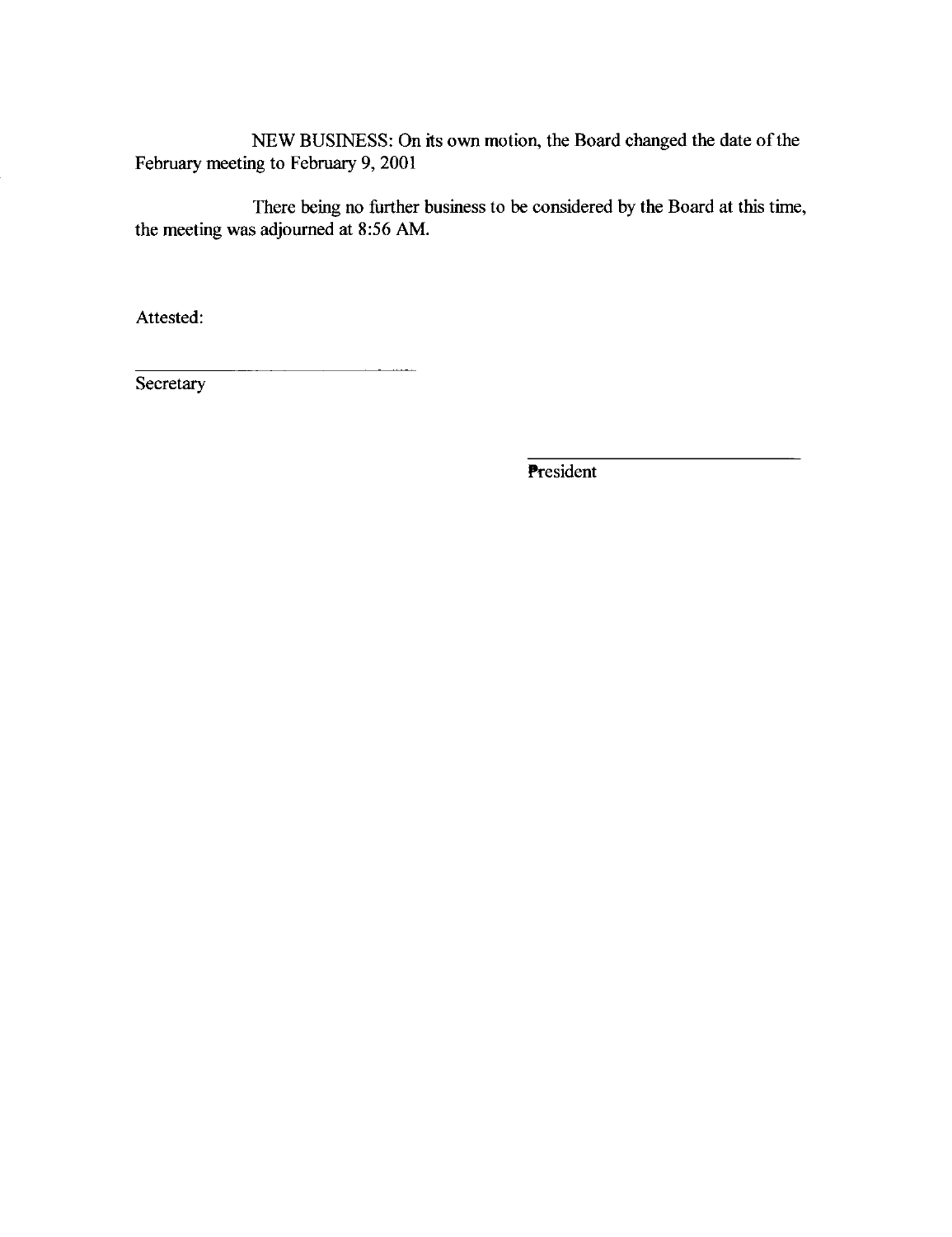NEW BUSINESS: On its own motion, the Board changed the date of the February meeting to February 9, 2001

There being no further business to be considered by the Board at this time, the meeting was adjourned at 8:56 AM.

Attested:

\_\_\_\_\_\_\_\_\_\_\_\_\_\_\_\_\_\_\_\_\_\_\_\_\_\_\_\_\_\_
Secretary

\_\_\_\_\_\_\_\_\_\_\_\_\_\_\_\_\_\_\_\_\_\_\_\_\_\_\_\_\_\_
President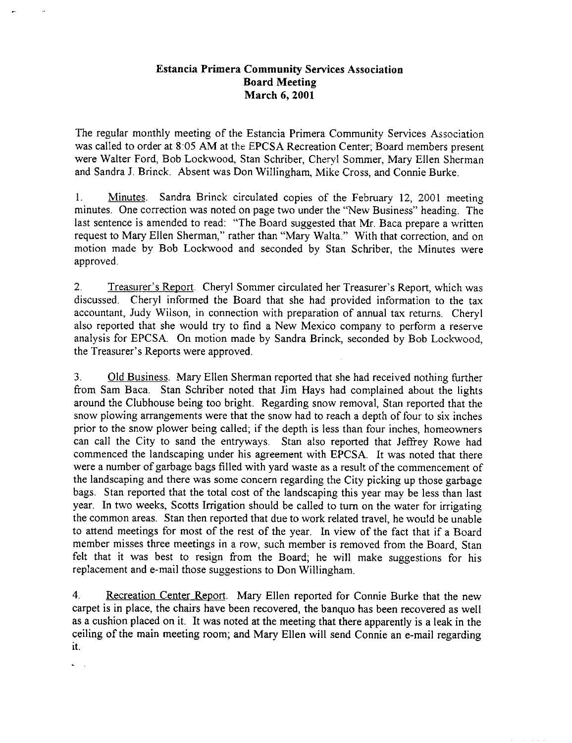**Estancia Primera Community Services Association**
**Board Meeting**
**March 6, 2001**

The regular monthly meeting of the Estancia Primera Community Services Association was called to order at 8:05 AM at the EPCSA Recreation Center; Board members present were Walter Ford, Bob Lockwood, Stan Schriber, Cheryl Sommer, Mary Ellen Sherman and Sandra J. Brinck. Absent was Don Willingham, Mike Cross, and Connie Burke.

1. Minutes. Sandra Brinck circulated copies of the February 12, 2001 meeting minutes. One correction was noted on page two under the "New Business" heading. The last sentence is amended to read: "The Board suggested that Mr. Baca prepare a written request to Mary Ellen Sherman," rather than "Mary Walta." With that correction, and on motion made by Bob Lockwood and seconded by Stan Schriber, the Minutes were approved.

2. Treasurer's Report. Cheryl Sommer circulated her Treasurer's Report, which was discussed. Cheryl informed the Board that she had provided information to the tax accountant, Judy Wilson, in connection with preparation of annual tax returns. Cheryl also reported that she would try to find a New Mexico company to perform a reserve analysis for EPCSA. On motion made by Sandra Brinck, seconded by Bob Lockwood, the Treasurer's Reports were approved.

3. Old Business. Mary Ellen Sherman reported that she had received nothing further from Sam Baca. Stan Schriber noted that Jim Hays had complained about the lights around the Clubhouse being too bright. Regarding snow removal, Stan reported that the snow plowing arrangements were that the snow had to reach a depth of four to six inches prior to the snow plower being called; if the depth is less than four inches, homeowners can call the City to sand the entryways. Stan also reported that Jeffrey Rowe had commenced the landscaping under his agreement with EPCSA. It was noted that there were a number of garbage bags filled with yard waste as a result of the commencement of the landscaping and there was some concern regarding the City picking up those garbage bags. Stan reported that the total cost of the landscaping this year may be less than last year. In two weeks, Scotts Irrigation should be called to turn on the water for irrigating the common areas. Stan then reported that due to work related travel, he would be unable to attend meetings for most of the rest of the year. In view of the fact that if a Board member misses three meetings in a row, such member is removed from the Board, Stan felt that it was best to resign from the Board; he will make suggestions for his replacement and e-mail those suggestions to Don Willingham.

4. Recreation Center Report. Mary Ellen reported for Connie Burke that the new carpet is in place, the chairs have been recovered, the banquo has been recovered as well as a cushion placed on it. It was noted at the meeting that there apparently is a leak in the ceiling of the main meeting room; and Mary Ellen will send Connie an e-mail regarding it.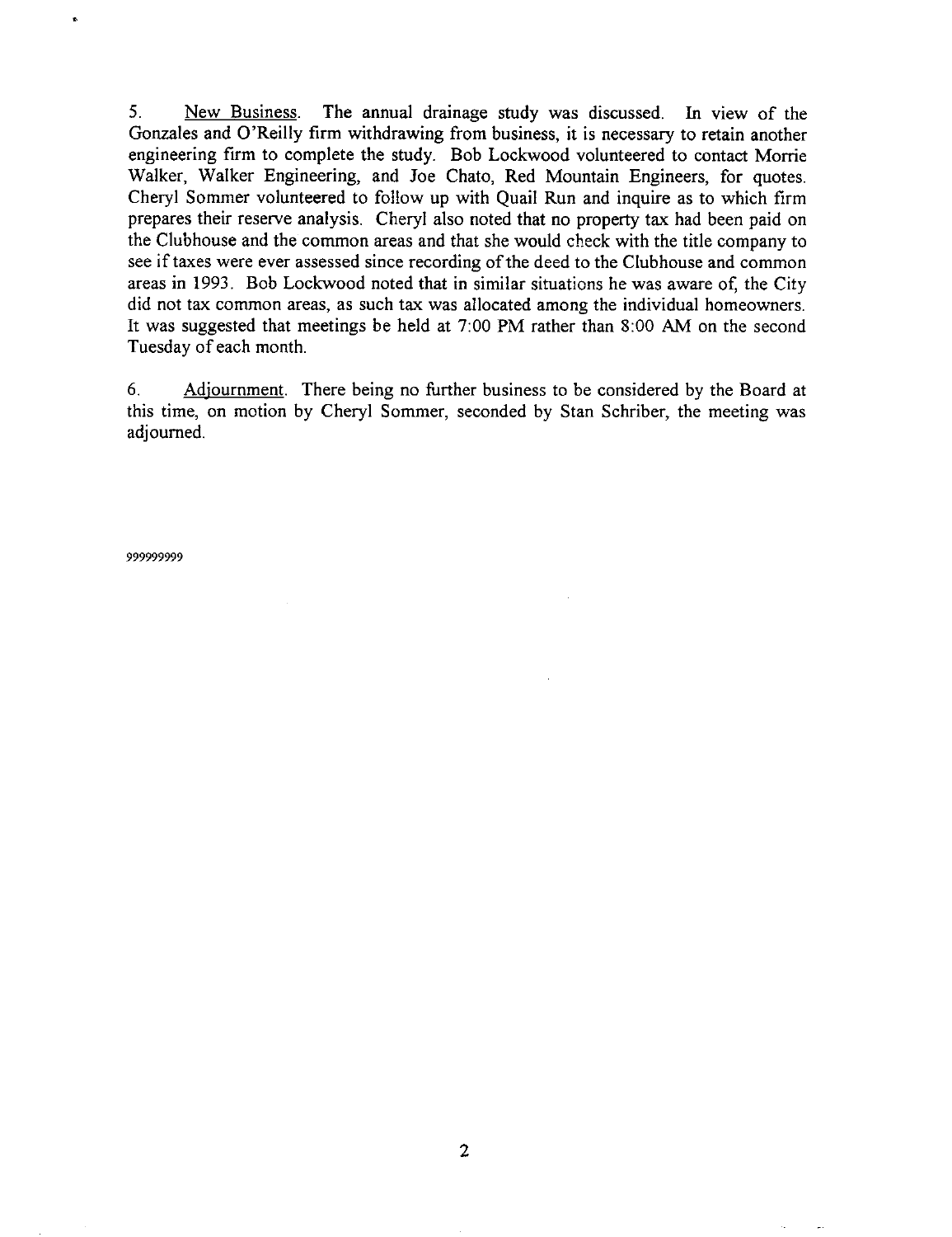5. <u>New Business</u>. The annual drainage study was discussed. In view of the Gonzales and O'Reilly firm withdrawing from business, it is necessary to retain another engineering firm to complete the study. Bob Lockwood volunteered to contact Morrie Walker, Walker Engineering, and Joe Chato, Red Mountain Engineers, for quotes. Cheryl Sommer volunteered to follow up with Quail Run and inquire as to which firm prepares their reserve analysis. Cheryl also noted that no property tax had been paid on the Clubhouse and the common areas and that she would check with the title company to see if taxes were ever assessed since recording of the deed to the Clubhouse and common areas in 1993. Bob Lockwood noted that in similar situations he was aware of, the City did not tax common areas, as such tax was allocated among the individual homeowners. It was suggested that meetings be held at 7:00 PM rather than 8:00 AM on the second Tuesday of each month.

6. <u>Adjournment</u>. There being no further business to be considered by the Board at this time, on motion by Cheryl Sommer, seconded by Stan Schriber, the meeting was adjourned.

999999999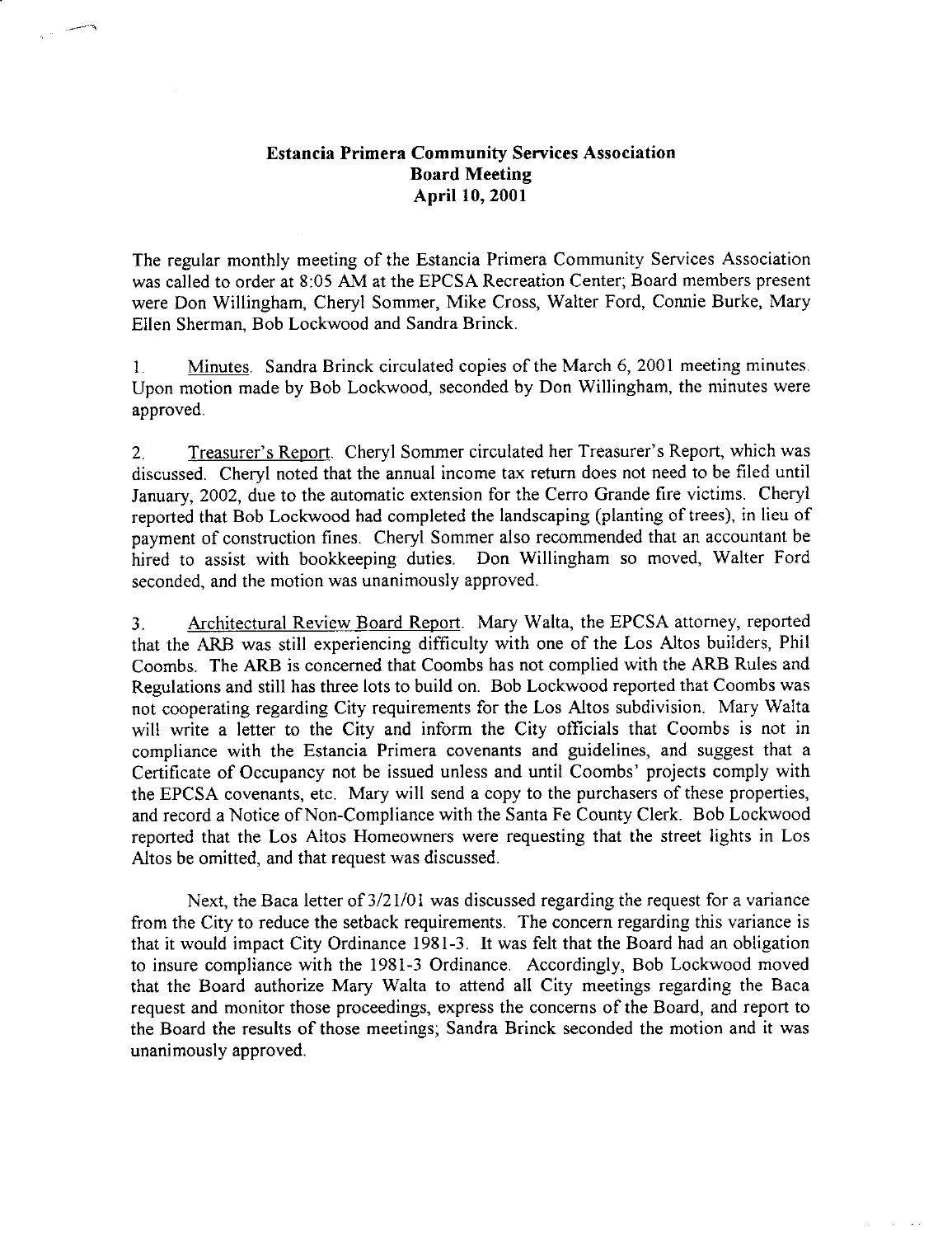**Estancia Primera Community Services Association**
**Board Meeting**
**April 10, 2001**

The regular monthly meeting of the Estancia Primera Community Services Association was called to order at 8:05 AM at the EPCSA Recreation Center; Board members present were Don Willingham, Cheryl Sommer, Mike Cross, Walter Ford, Connie Burke, Mary Ellen Sherman, Bob Lockwood and Sandra Brinck.

1. Minutes. Sandra Brinck circulated copies of the March 6, 2001 meeting minutes. Upon motion made by Bob Lockwood, seconded by Don Willingham, the minutes were approved.

2. Treasurer's Report. Cheryl Sommer circulated her Treasurer's Report, which was discussed. Cheryl noted that the annual income tax return does not need to be filed until January, 2002, due to the automatic extension for the Cerro Grande fire victims. Cheryl reported that Bob Lockwood had completed the landscaping (planting of trees), in lieu of payment of construction fines. Cheryl Sommer also recommended that an accountant be hired to assist with bookkeeping duties. Don Willingham so moved, Walter Ford seconded, and the motion was unanimously approved.

3. Architectural Review Board Report. Mary Walta, the EPCSA attorney, reported that the ARB was still experiencing difficulty with one of the Los Altos builders, Phil Coombs. The ARB is concerned that Coombs has not complied with the ARB Rules and Regulations and still has three lots to build on. Bob Lockwood reported that Coombs was not cooperating regarding City requirements for the Los Altos subdivision. Mary Walta will write a letter to the City and inform the City officials that Coombs is not in compliance with the Estancia Primera covenants and guidelines, and suggest that a Certificate of Occupancy not be issued unless and until Coombs' projects comply with the EPCSA covenants, etc. Mary will send a copy to the purchasers of these properties, and record a Notice of Non-Compliance with the Santa Fe County Clerk. Bob Lockwood reported that the Los Altos Homeowners were requesting that the street lights in Los Altos be omitted, and that request was discussed.

Next, the Baca letter of 3/21/01 was discussed regarding the request for a variance from the City to reduce the setback requirements. The concern regarding this variance is that it would impact City Ordinance 1981-3. It was felt that the Board had an obligation to insure compliance with the 1981-3 Ordinance. Accordingly, Bob Lockwood moved that the Board authorize Mary Walta to attend all City meetings regarding the Baca request and monitor those proceedings, express the concerns of the Board, and report to the Board the results of those meetings; Sandra Brinck seconded the motion and it was unanimously approved.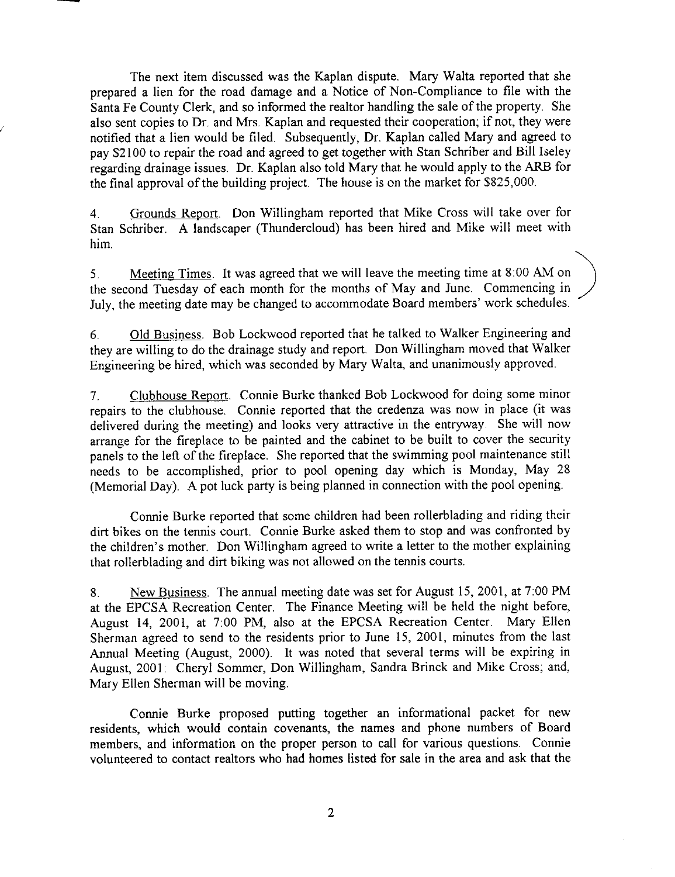The next item discussed was the Kaplan dispute. Mary Walta reported that she prepared a lien for the road damage and a Notice of Non-Compliance to file with the Santa Fe County Clerk, and so informed the realtor handling the sale of the property. She also sent copies to Dr. and Mrs. Kaplan and requested their cooperation; if not, they were notified that a lien would be filed. Subsequently, Dr. Kaplan called Mary and agreed to pay $2100 to repair the road and agreed to get together with Stan Schriber and Bill Iseley regarding drainage issues. Dr. Kaplan also told Mary that he would apply to the ARB for the final approval of the building project. The house is on the market for $825,000.

4. Grounds Report. Don Willingham reported that Mike Cross will take over for Stan Schriber. A landscaper (Thundercloud) has been hired and Mike will meet with him.

5. Meeting Times. It was agreed that we will leave the meeting time at 8:00 AM on the second Tuesday of each month for the months of May and June. Commencing in July, the meeting date may be changed to accommodate Board members' work schedules.

6. Old Business. Bob Lockwood reported that he talked to Walker Engineering and they are willing to do the drainage study and report. Don Willingham moved that Walker Engineering be hired, which was seconded by Mary Walta, and unanimously approved.

7. Clubhouse Report. Connie Burke thanked Bob Lockwood for doing some minor repairs to the clubhouse. Connie reported that the credenza was now in place (it was delivered during the meeting) and looks very attractive in the entryway. She will now arrange for the fireplace to be painted and the cabinet to be built to cover the security panels to the left of the fireplace. She reported that the swimming pool maintenance still needs to be accomplished, prior to pool opening day which is Monday, May 28 (Memorial Day). A pot luck party is being planned in connection with the pool opening.

Connie Burke reported that some children had been rollerblading and riding their dirt bikes on the tennis court. Connie Burke asked them to stop and was confronted by the children's mother. Don Willingham agreed to write a letter to the mother explaining that rollerblading and dirt biking was not allowed on the tennis courts.

8. New Business. The annual meeting date was set for August 15, 2001, at 7:00 PM at the EPCSA Recreation Center. The Finance Meeting will be held the night before, August 14, 2001, at 7:00 PM, also at the EPCSA Recreation Center. Mary Ellen Sherman agreed to send to the residents prior to June 15, 2001, minutes from the last Annual Meeting (August, 2000). It was noted that several terms will be expiring in August, 2001: Cheryl Sommer, Don Willingham, Sandra Brinck and Mike Cross; and, Mary Ellen Sherman will be moving.

Connie Burke proposed putting together an informational packet for new residents, which would contain covenants, the names and phone numbers of Board members, and information on the proper person to call for various questions. Connie volunteered to contact realtors who had homes listed for sale in the area and ask that the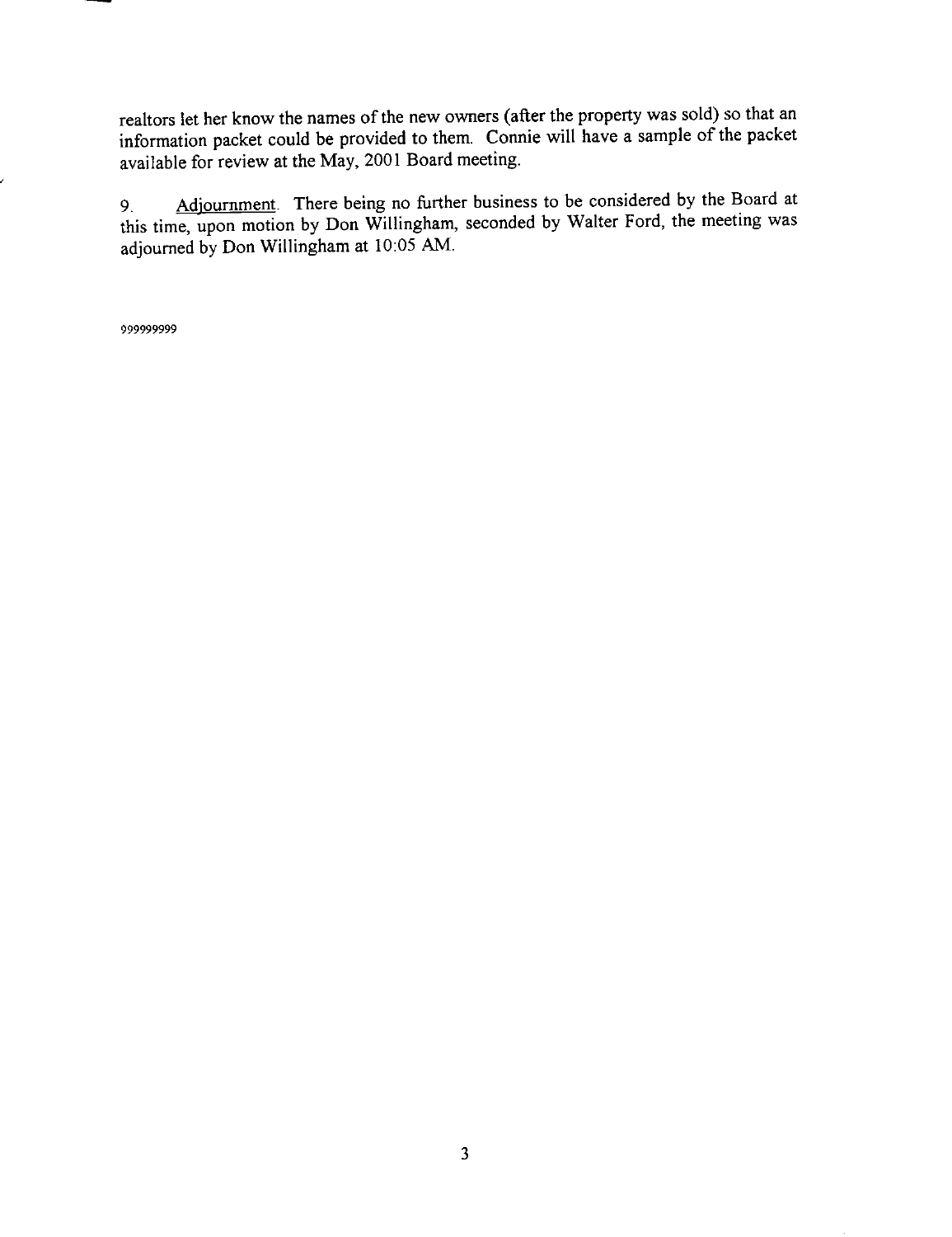realtors let her know the names of the new owners (after the property was sold) so that an information packet could be provided to them. Connie will have a sample of the packet available for review at the May, 2001 Board meeting.

9. Adjournment. There being no further business to be considered by the Board at this time, upon motion by Don Willingham, seconded by Walter Ford, the meeting was adjourned by Don Willingham at 10:05 AM.

999999999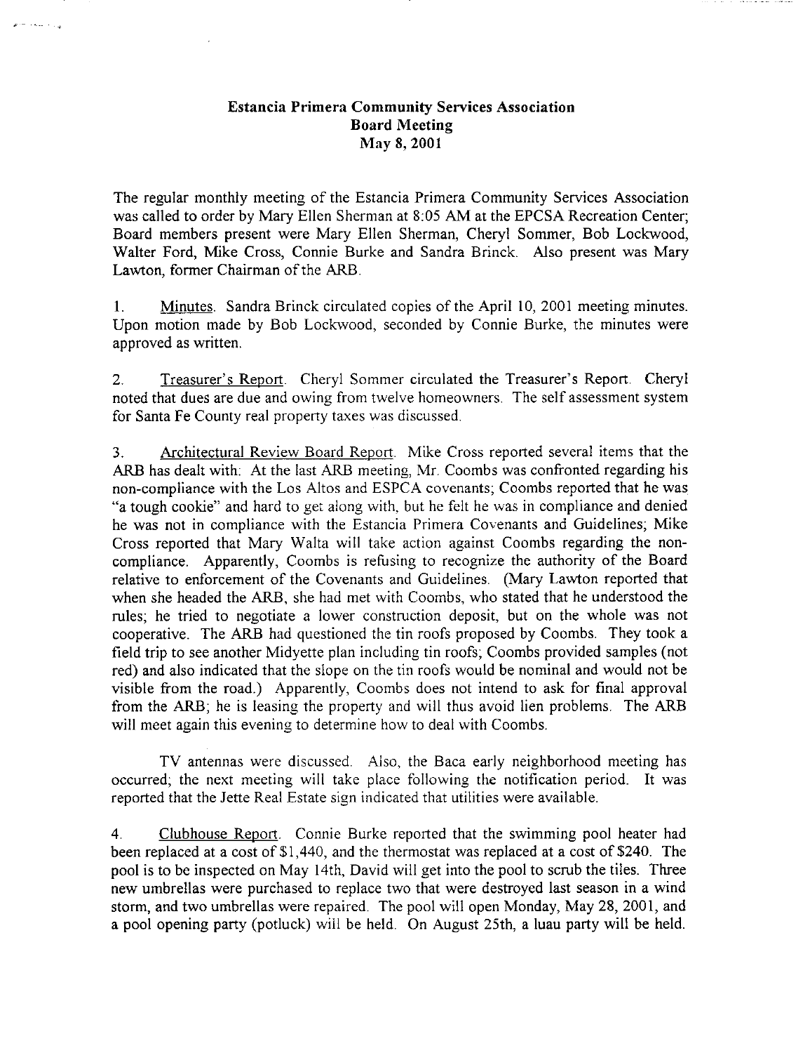**Estancia Primera Community Services Association**
**Board Meeting**
**May 8, 2001**

The regular monthly meeting of the Estancia Primera Community Services Association was called to order by Mary Ellen Sherman at 8:05 AM at the EPCSA Recreation Center; Board members present were Mary Ellen Sherman, Cheryl Sommer, Bob Lockwood, Walter Ford, Mike Cross, Connie Burke and Sandra Brinck. Also present was Mary Lawton, former Chairman of the ARB.

1. Minutes. Sandra Brinck circulated copies of the April 10, 2001 meeting minutes. Upon motion made by Bob Lockwood, seconded by Connie Burke, the minutes were approved as written.

2. Treasurer's Report. Cheryl Sommer circulated the Treasurer's Report. Cheryl noted that dues are due and owing from twelve homeowners. The self assessment system for Santa Fe County real property taxes was discussed.

3. Architectural Review Board Report. Mike Cross reported several items that the ARB has dealt with: At the last ARB meeting, Mr. Coombs was confronted regarding his non-compliance with the Los Altos and ESPCA covenants; Coombs reported that he was "a tough cookie" and hard to get along with, but he felt he was in compliance and denied he was not in compliance with the Estancia Primera Covenants and Guidelines; Mike Cross reported that Mary Walta will take action against Coombs regarding the non-compliance. Apparently, Coombs is refusing to recognize the authority of the Board relative to enforcement of the Covenants and Guidelines. (Mary Lawton reported that when she headed the ARB, she had met with Coombs, who stated that he understood the rules; he tried to negotiate a lower construction deposit, but on the whole was not cooperative. The ARB had questioned the tin roofs proposed by Coombs. They took a field trip to see another Midyette plan including tin roofs; Coombs provided samples (not red) and also indicated that the slope on the tin roofs would be nominal and would not be visible from the road.) Apparently, Coombs does not intend to ask for final approval from the ARB; he is leasing the property and will thus avoid lien problems. The ARB will meet again this evening to determine how to deal with Coombs.

TV antennas were discussed. Also, the Baca early neighborhood meeting has occurred; the next meeting will take place following the notification period. It was reported that the Jette Real Estate sign indicated that utilities were available.

4. Clubhouse Report. Connie Burke reported that the swimming pool heater had been replaced at a cost of $1,440, and the thermostat was replaced at a cost of $240. The pool is to be inspected on May 14th, David will get into the pool to scrub the tiles. Three new umbrellas were purchased to replace two that were destroyed last season in a wind storm, and two umbrellas were repaired. The pool will open Monday, May 28, 2001, and a pool opening party (potluck) will be held. On August 25th, a luau party will be held.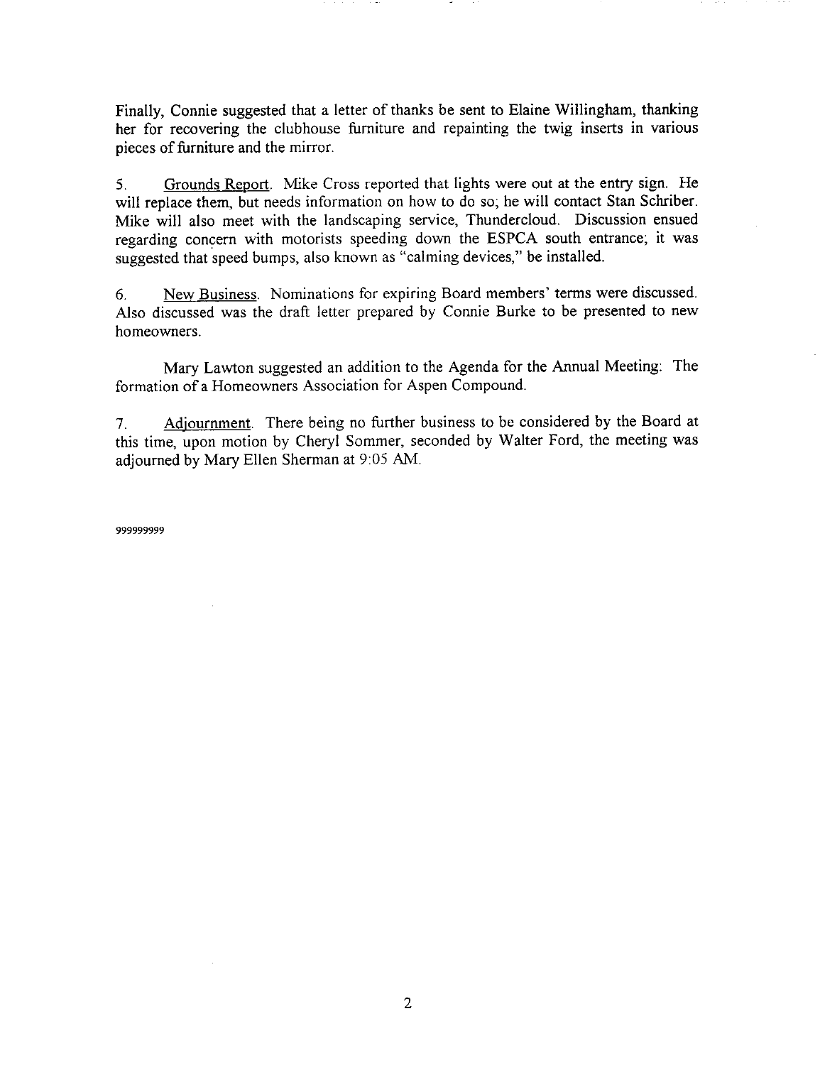Finally, Connie suggested that a letter of thanks be sent to Elaine Willingham, thanking her for recovering the clubhouse furniture and repainting the twig inserts in various pieces of furniture and the mirror.

5. Grounds Report. Mike Cross reported that lights were out at the entry sign. He will replace them, but needs information on how to do so; he will contact Stan Schriber. Mike will also meet with the landscaping service, Thundercloud. Discussion ensued regarding concern with motorists speeding down the ESPCA south entrance; it was suggested that speed bumps, also known as "calming devices," be installed.

6. New Business. Nominations for expiring Board members' terms were discussed. Also discussed was the draft letter prepared by Connie Burke to be presented to new homeowners.

Mary Lawton suggested an addition to the Agenda for the Annual Meeting: The formation of a Homeowners Association for Aspen Compound.

7. Adjournment. There being no further business to be considered by the Board at this time, upon motion by Cheryl Sommer, seconded by Walter Ford, the meeting was adjourned by Mary Ellen Sherman at 9:05 AM.

999999999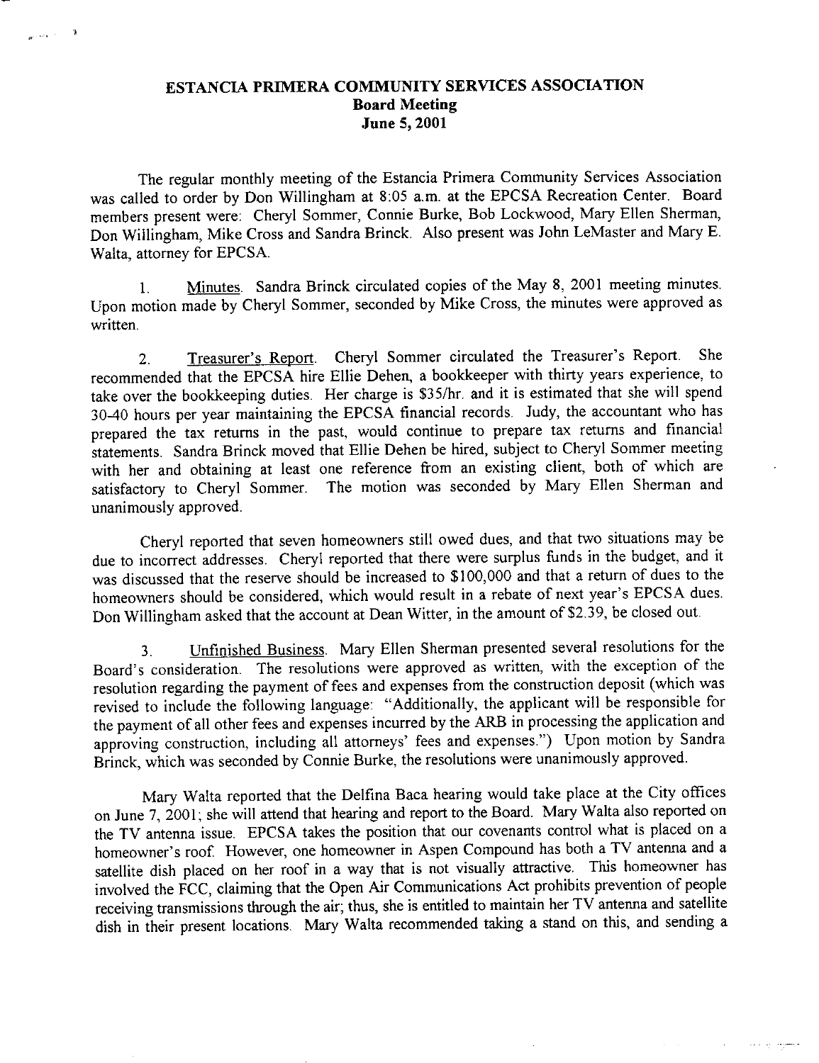# ESTANCIA PRIMERA COMMUNITY SERVICES ASSOCIATION
## Board Meeting
## June 5, 2001

The regular monthly meeting of the Estancia Primera Community Services Association was called to order by Don Willingham at 8:05 a.m. at the EPCSA Recreation Center. Board members present were: Cheryl Sommer, Connie Burke, Bob Lockwood, Mary Ellen Sherman, Don Willingham, Mike Cross and Sandra Brinck. Also present was John LeMaster and Mary E. Walta, attorney for EPCSA.

1. Minutes. Sandra Brinck circulated copies of the May 8, 2001 meeting minutes. Upon motion made by Cheryl Sommer, seconded by Mike Cross, the minutes were approved as written.

2. Treasurer's Report. Cheryl Sommer circulated the Treasurer's Report. She recommended that the EPCSA hire Ellie Dehen, a bookkeeper with thirty years experience, to take over the bookkeeping duties. Her charge is $35/hr. and it is estimated that she will spend 30-40 hours per year maintaining the EPCSA financial records. Judy, the accountant who has prepared the tax returns in the past, would continue to prepare tax returns and financial statements. Sandra Brinck moved that Ellie Dehen be hired, subject to Cheryl Sommer meeting with her and obtaining at least one reference from an existing client, both of which are satisfactory to Cheryl Sommer. The motion was seconded by Mary Ellen Sherman and unanimously approved.

Cheryl reported that seven homeowners still owed dues, and that two situations may be due to incorrect addresses. Cheryl reported that there were surplus funds in the budget, and it was discussed that the reserve should be increased to $100,000 and that a return of dues to the homeowners should be considered, which would result in a rebate of next year's EPCSA dues. Don Willingham asked that the account at Dean Witter, in the amount of $2.39, be closed out.

3. Unfinished Business. Mary Ellen Sherman presented several resolutions for the Board's consideration. The resolutions were approved as written, with the exception of the resolution regarding the payment of fees and expenses from the construction deposit (which was revised to include the following language: "Additionally, the applicant will be responsible for the payment of all other fees and expenses incurred by the ARB in processing the application and approving construction, including all attorneys' fees and expenses.") Upon motion by Sandra Brinck, which was seconded by Connie Burke, the resolutions were unanimously approved.

Mary Walta reported that the Delfina Baca hearing would take place at the City offices on June 7, 2001; she will attend that hearing and report to the Board. Mary Walta also reported on the TV antenna issue. EPCSA takes the position that our covenants control what is placed on a homeowner's roof. However, one homeowner in Aspen Compound has both a TV antenna and a satellite dish placed on her roof in a way that is not visually attractive. This homeowner has involved the FCC, claiming that the Open Air Communications Act prohibits prevention of people receiving transmissions through the air; thus, she is entitled to maintain her TV antenna and satellite dish in their present locations. Mary Walta recommended taking a stand on this, and sending a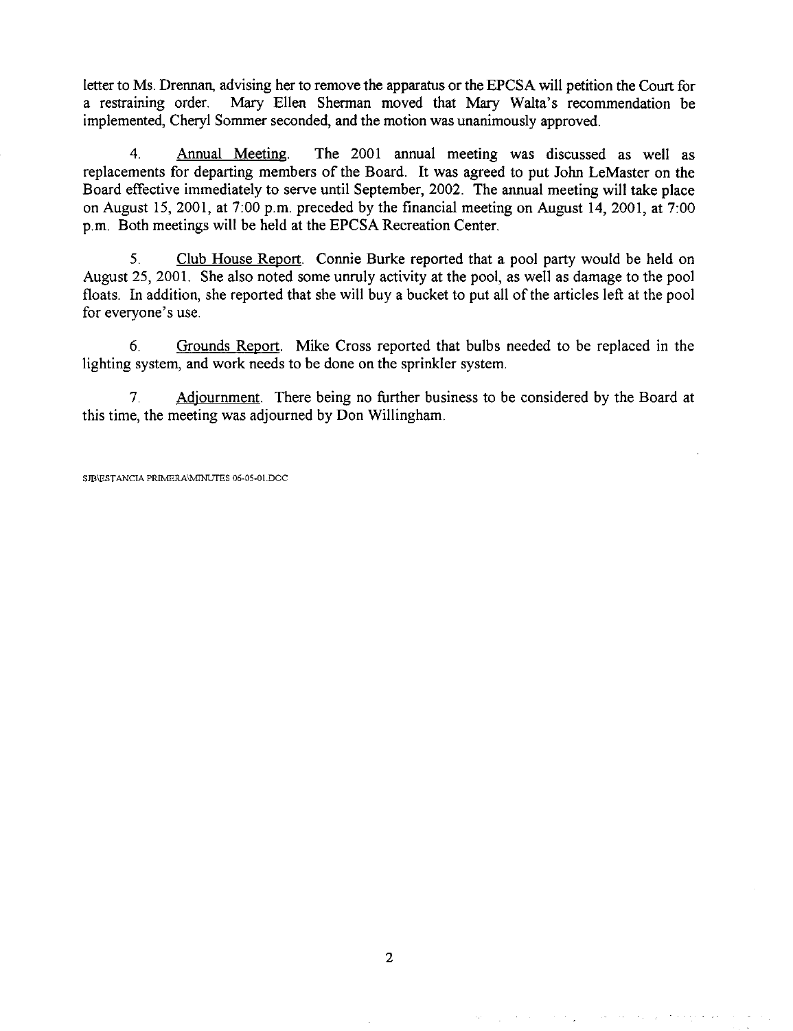letter to Ms. Drennan, advising her to remove the apparatus or the EPCSA will petition the Court for a restraining order. Mary Ellen Sherman moved that Mary Walta's recommendation be implemented, Cheryl Sommer seconded, and the motion was unanimously approved.

4. Annual Meeting. The 2001 annual meeting was discussed as well as replacements for departing members of the Board. It was agreed to put John LeMaster on the Board effective immediately to serve until September, 2002. The annual meeting will take place on August 15, 2001, at 7:00 p.m. preceded by the financial meeting on August 14, 2001, at 7:00 p.m. Both meetings will be held at the EPCSA Recreation Center.

5. Club House Report. Connie Burke reported that a pool party would be held on August 25, 2001. She also noted some unruly activity at the pool, as well as damage to the pool floats. In addition, she reported that she will buy a bucket to put all of the articles left at the pool for everyone's use.

6. Grounds Report. Mike Cross reported that bulbs needed to be replaced in the lighting system, and work needs to be done on the sprinkler system.

7. Adjournment. There being no further business to be considered by the Board at this time, the meeting was adjourned by Don Willingham.

SJB\ESTANCIA PRIMERA\MINUTES 06-05-01.DOC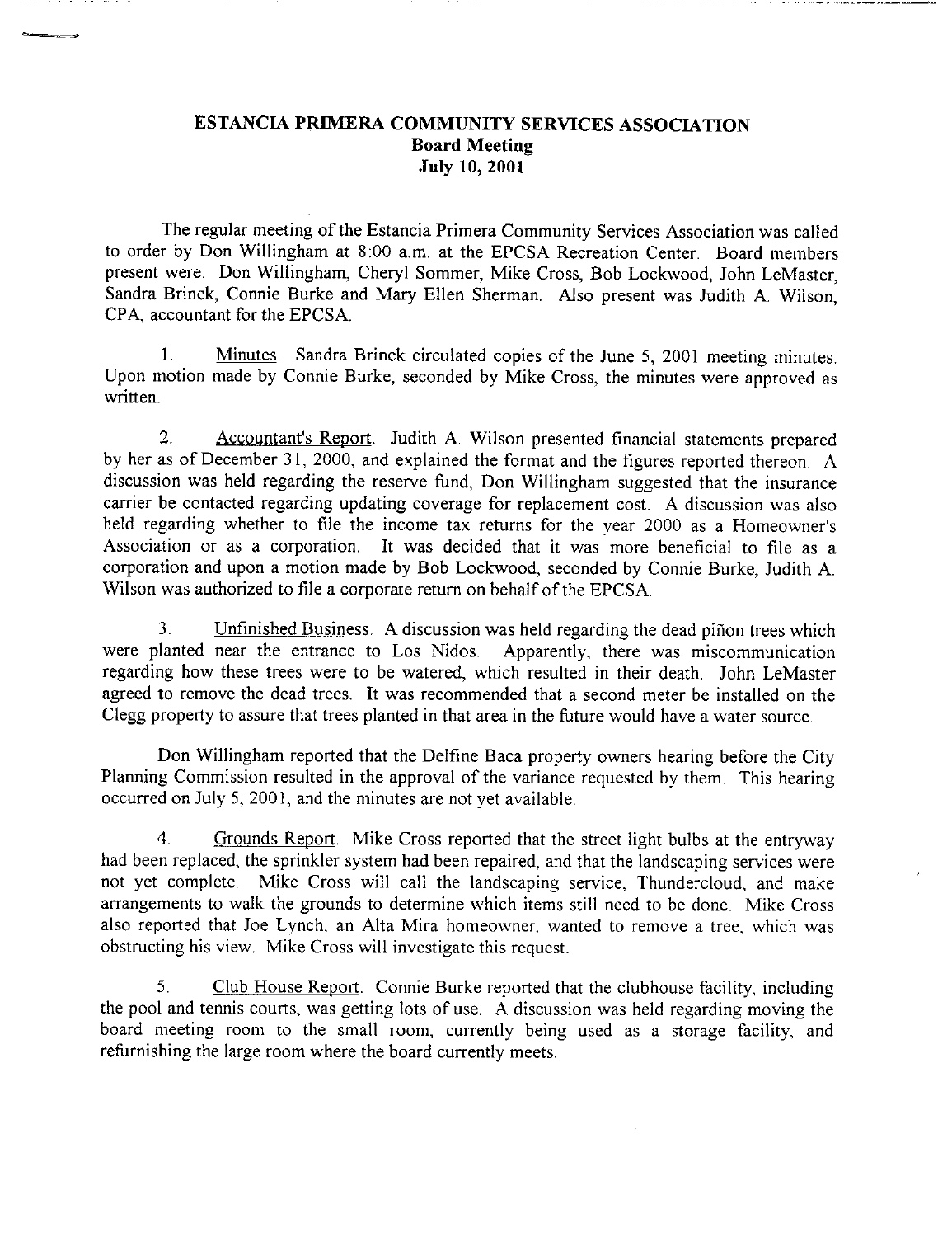**ESTANCIA PRIMERA COMMUNITY SERVICES ASSOCIATION**
**Board Meeting**
**July 10, 2001**

The regular meeting of the Estancia Primera Community Services Association was called to order by Don Willingham at 8:00 a.m. at the EPCSA Recreation Center. Board members present were: Don Willingham, Cheryl Sommer, Mike Cross, Bob Lockwood, John LeMaster, Sandra Brinck, Connie Burke and Mary Ellen Sherman. Also present was Judith A. Wilson, CPA, accountant for the EPCSA.

1. Minutes. Sandra Brinck circulated copies of the June 5, 2001 meeting minutes. Upon motion made by Connie Burke, seconded by Mike Cross, the minutes were approved as written.

2. Accountant's Report. Judith A. Wilson presented financial statements prepared by her as of December 31, 2000, and explained the format and the figures reported thereon. A discussion was held regarding the reserve fund, Don Willingham suggested that the insurance carrier be contacted regarding updating coverage for replacement cost. A discussion was also held regarding whether to file the income tax returns for the year 2000 as a Homeowner's Association or as a corporation. It was decided that it was more beneficial to file as a corporation and upon a motion made by Bob Lockwood, seconded by Connie Burke, Judith A. Wilson was authorized to file a corporate return on behalf of the EPCSA.

3. Unfinished Business. A discussion was held regarding the dead piñon trees which were planted near the entrance to Los Nidos. Apparently, there was miscommunication regarding how these trees were to be watered, which resulted in their death. John LeMaster agreed to remove the dead trees. It was recommended that a second meter be installed on the Clegg property to assure that trees planted in that area in the future would have a water source.

Don Willingham reported that the Delfine Baca property owners hearing before the City Planning Commission resulted in the approval of the variance requested by them. This hearing occurred on July 5, 2001, and the minutes are not yet available.

4. Grounds Report. Mike Cross reported that the street light bulbs at the entryway had been replaced, the sprinkler system had been repaired, and that the landscaping services were not yet complete. Mike Cross will call the landscaping service, Thundercloud, and make arrangements to walk the grounds to determine which items still need to be done. Mike Cross also reported that Joe Lynch, an Alta Mira homeowner, wanted to remove a tree, which was obstructing his view. Mike Cross will investigate this request.

5. Club House Report. Connie Burke reported that the clubhouse facility, including the pool and tennis courts, was getting lots of use. A discussion was held regarding moving the board meeting room to the small room, currently being used as a storage facility, and refurnishing the large room where the board currently meets.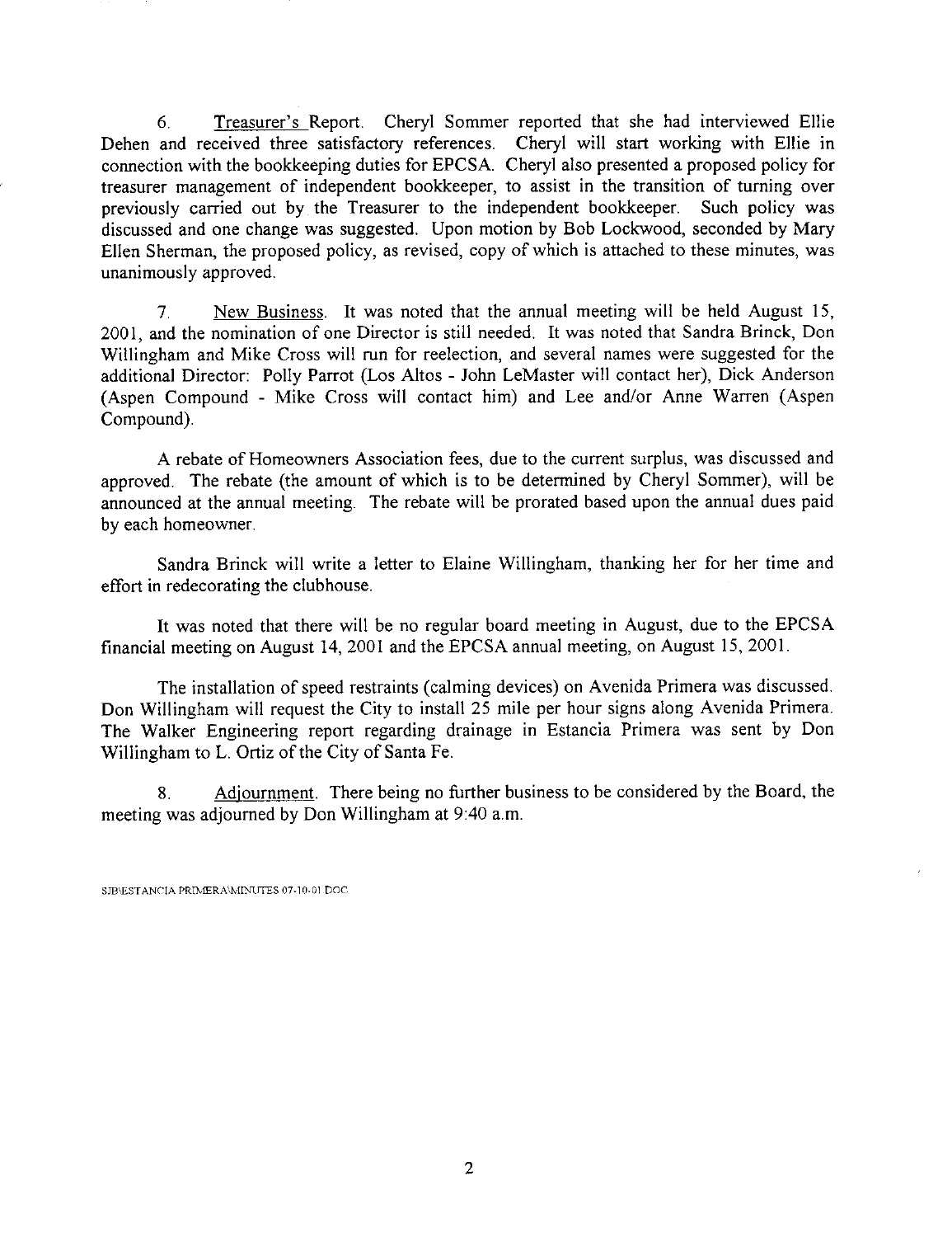6. <u>Treasurer's</u> Report. Cheryl Sommer reported that she had interviewed Ellie Dehen and received three satisfactory references. Cheryl will start working with Ellie in connection with the bookkeeping duties for EPCSA. Cheryl also presented a proposed policy for treasurer management of independent bookkeeper, to assist in the transition of turning over previously carried out by the Treasurer to the independent bookkeeper. Such policy was discussed and one change was suggested. Upon motion by Bob Lockwood, seconded by Mary Ellen Sherman, the proposed policy, as revised, copy of which is attached to these minutes, was unanimously approved.

7. <u>New Business</u>. It was noted that the annual meeting will be held August 15, 2001, and the nomination of one Director is still needed. It was noted that Sandra Brinck, Don Willingham and Mike Cross will run for reelection, and several names were suggested for the additional Director: Polly Parrot (Los Altos - John LeMaster will contact her), Dick Anderson (Aspen Compound - Mike Cross will contact him) and Lee and/or Anne Warren (Aspen Compound).

A rebate of Homeowners Association fees, due to the current surplus, was discussed and approved. The rebate (the amount of which is to be determined by Cheryl Sommer), will be announced at the annual meeting. The rebate will be prorated based upon the annual dues paid by each homeowner.

Sandra Brinck will write a letter to Elaine Willingham, thanking her for her time and effort in redecorating the clubhouse.

It was noted that there will be no regular board meeting in August, due to the EPCSA financial meeting on August 14, 2001 and the EPCSA annual meeting, on August 15, 2001.

The installation of speed restraints (calming devices) on Avenida Primera was discussed. Don Willingham will request the City to install 25 mile per hour signs along Avenida Primera. The Walker Engineering report regarding drainage in Estancia Primera was sent by Don Willingham to L. Ortiz of the City of Santa Fe.

8. <u>Adjournment</u>. There being no further business to be considered by the Board, the meeting was adjourned by Don Willingham at 9:40 a.m.

SJB\ESTANCIA PRIMERA\MINUTES 07-10-01 DOC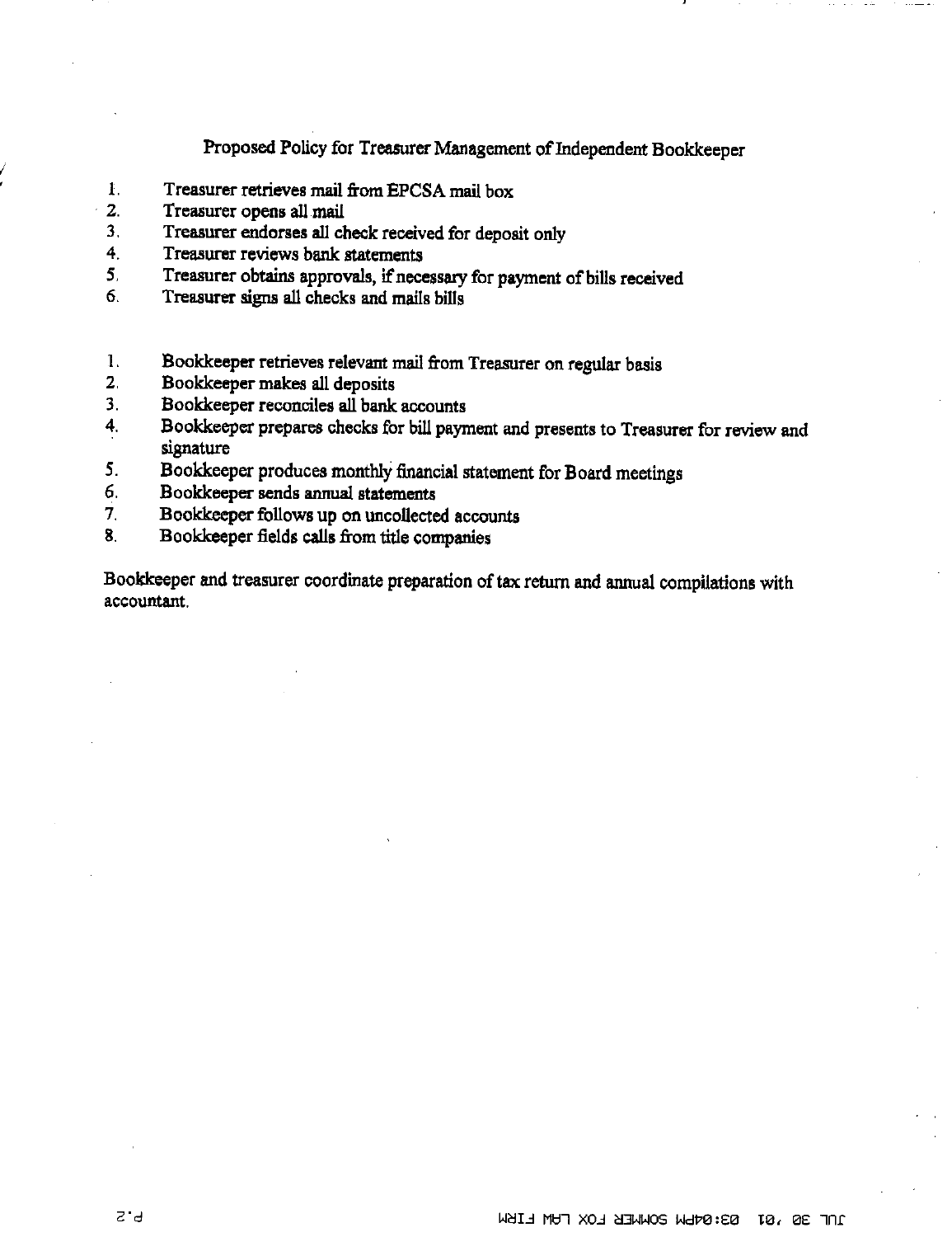## Proposed Policy for Treasurer Management of Independent Bookkeeper

1. Treasurer retrieves mail from EPCSA mail box
2. Treasurer opens all mail
3. Treasurer endorses all check received for deposit only
4. Treasurer reviews bank statements
5. Treasurer obtains approvals, if necessary for payment of bills received
6. Treasurer signs all checks and mails bills

1. Bookkeeper retrieves relevant mail from Treasurer on regular basis
2. Bookkeeper makes all deposits
3. Bookkeeper reconciles all bank accounts
4. Bookkeeper prepares checks for bill payment and presents to Treasurer for review and signature
5. Bookkeeper produces monthly financial statement for Board meetings
6. Bookkeeper sends annual statements
7. Bookkeeper follows up on uncollected accounts
8. Bookkeeper fields calls from title companies

Bookkeeper and treasurer coordinate preparation of tax return and annual compilations with accountant.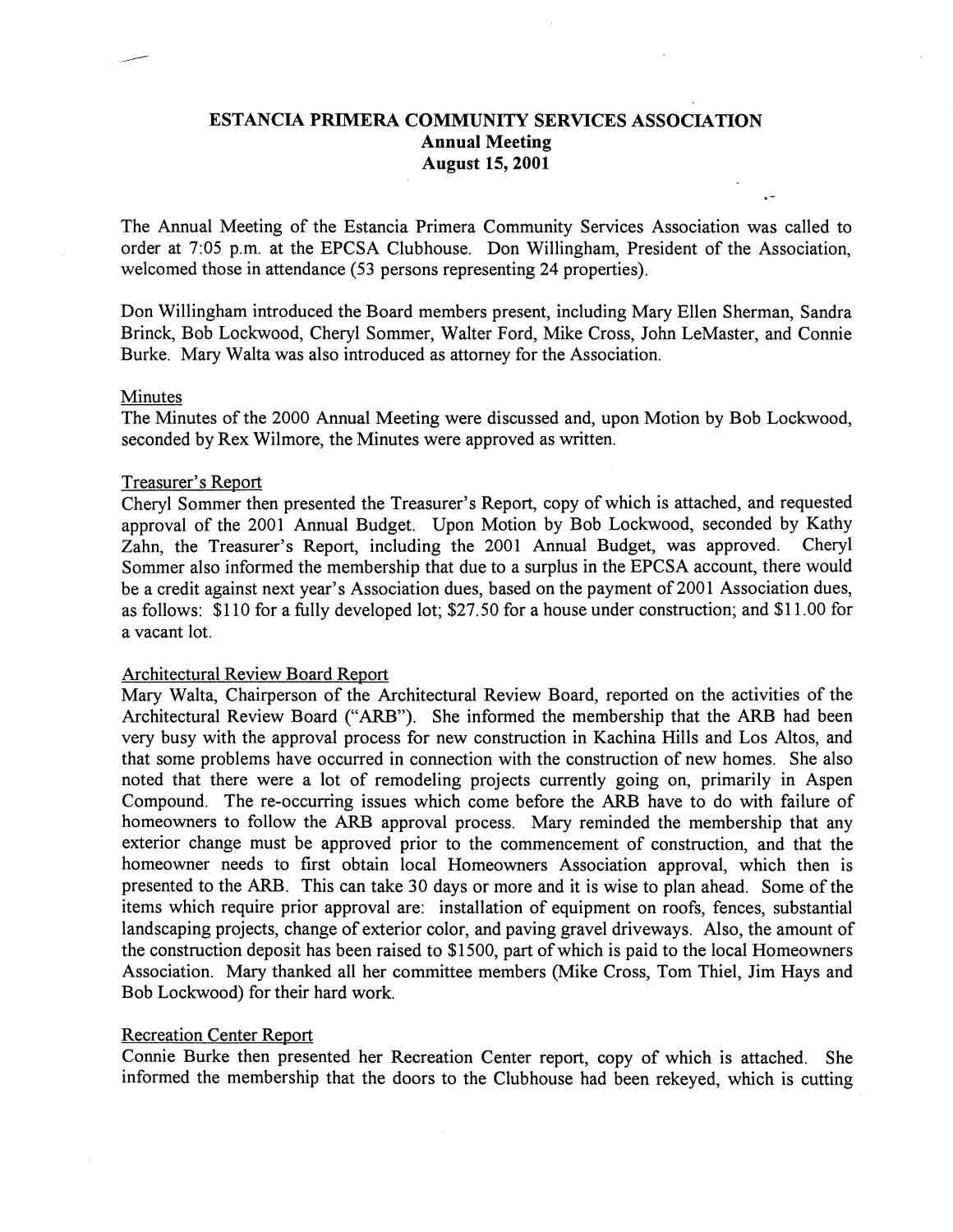# ESTANCIA PRIMERA COMMUNITY SERVICES ASSOCIATION
## Annual Meeting
## August 15, 2001

The Annual Meeting of the Estancia Primera Community Services Association was called to order at 7:05 p.m. at the EPCSA Clubhouse. Don Willingham, President of the Association, welcomed those in attendance (53 persons representing 24 properties).

Don Willingham introduced the Board members present, including Mary Ellen Sherman, Sandra Brinck, Bob Lockwood, Cheryl Sommer, Walter Ford, Mike Cross, John LeMaster, and Connie Burke. Mary Walta was also introduced as attorney for the Association.

### Minutes

The Minutes of the 2000 Annual Meeting were discussed and, upon Motion by Bob Lockwood, seconded by Rex Wilmore, the Minutes were approved as written.

### Treasurer's Report

Cheryl Sommer then presented the Treasurer's Report, copy of which is attached, and requested approval of the 2001 Annual Budget. Upon Motion by Bob Lockwood, seconded by Kathy Zahn, the Treasurer's Report, including the 2001 Annual Budget, was approved. Cheryl Sommer also informed the membership that due to a surplus in the EPCSA account, there would be a credit against next year's Association dues, based on the payment of 2001 Association dues, as follows: $110 for a fully developed lot; $27.50 for a house under construction; and $11.00 for a vacant lot.

### Architectural Review Board Report

Mary Walta, Chairperson of the Architectural Review Board, reported on the activities of the Architectural Review Board ("ARB"). She informed the membership that the ARB had been very busy with the approval process for new construction in Kachina Hills and Los Altos, and that some problems have occurred in connection with the construction of new homes. She also noted that there were a lot of remodeling projects currently going on, primarily in Aspen Compound. The re-occurring issues which come before the ARB have to do with failure of homeowners to follow the ARB approval process. Mary reminded the membership that any exterior change must be approved prior to the commencement of construction, and that the homeowner needs to first obtain local Homeowners Association approval, which then is presented to the ARB. This can take 30 days or more and it is wise to plan ahead. Some of the items which require prior approval are: installation of equipment on roofs, fences, substantial landscaping projects, change of exterior color, and paving gravel driveways. Also, the amount of the construction deposit has been raised to $1500, part of which is paid to the local Homeowners Association. Mary thanked all her committee members (Mike Cross, Tom Thiel, Jim Hays and Bob Lockwood) for their hard work.

### Recreation Center Report

Connie Burke then presented her Recreation Center report, copy of which is attached. She informed the membership that the doors to the Clubhouse had been rekeyed, which is cutting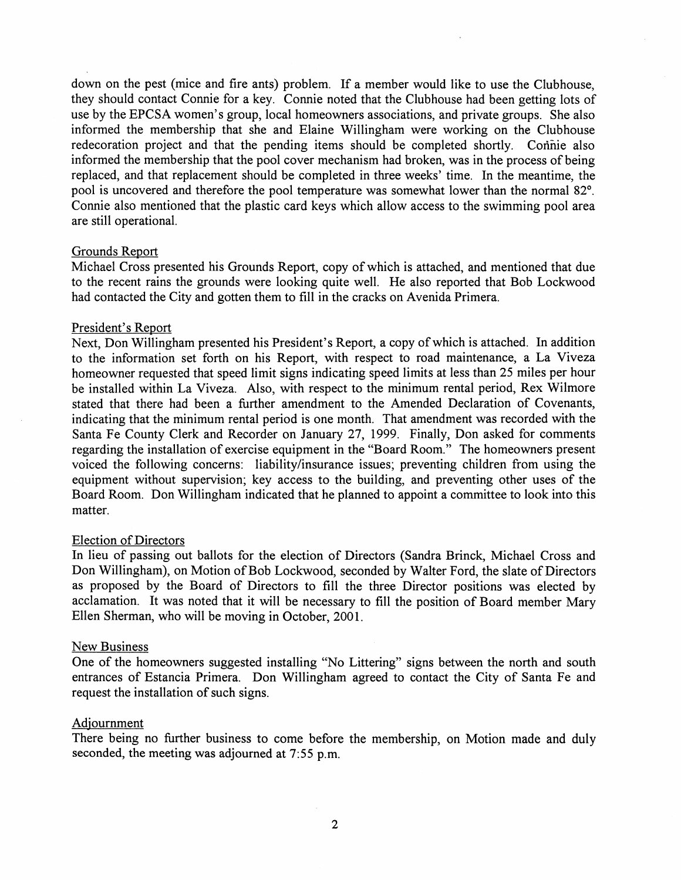down on the pest (mice and fire ants) problem. If a member would like to use the Clubhouse, they should contact Connie for a key. Connie noted that the Clubhouse had been getting lots of use by the EPCSA women's group, local homeowners associations, and private groups. She also informed the membership that she and Elaine Willingham were working on the Clubhouse redecoration project and that the pending items should be completed shortly. Connie also informed the membership that the pool cover mechanism had broken, was in the process of being replaced, and that replacement should be completed in three weeks' time. In the meantime, the pool is uncovered and therefore the pool temperature was somewhat lower than the normal 82°. Connie also mentioned that the plastic card keys which allow access to the swimming pool area are still operational.

Grounds Report

Michael Cross presented his Grounds Report, copy of which is attached, and mentioned that due to the recent rains the grounds were looking quite well. He also reported that Bob Lockwood had contacted the City and gotten them to fill in the cracks on Avenida Primera.

President's Report

Next, Don Willingham presented his President's Report, a copy of which is attached. In addition to the information set forth on his Report, with respect to road maintenance, a La Viveza homeowner requested that speed limit signs indicating speed limits at less than 25 miles per hour be installed within La Viveza. Also, with respect to the minimum rental period, Rex Wilmore stated that there had been a further amendment to the Amended Declaration of Covenants, indicating that the minimum rental period is one month. That amendment was recorded with the Santa Fe County Clerk and Recorder on January 27, 1999. Finally, Don asked for comments regarding the installation of exercise equipment in the "Board Room." The homeowners present voiced the following concerns: liability/insurance issues; preventing children from using the equipment without supervision; key access to the building, and preventing other uses of the Board Room. Don Willingham indicated that he planned to appoint a committee to look into this matter.

Election of Directors

In lieu of passing out ballots for the election of Directors (Sandra Brinck, Michael Cross and Don Willingham), on Motion of Bob Lockwood, seconded by Walter Ford, the slate of Directors as proposed by the Board of Directors to fill the three Director positions was elected by acclamation. It was noted that it will be necessary to fill the position of Board member Mary Ellen Sherman, who will be moving in October, 2001.

New Business

One of the homeowners suggested installing "No Littering" signs between the north and south entrances of Estancia Primera. Don Willingham agreed to contact the City of Santa Fe and request the installation of such signs.

Adjournment

There being no further business to come before the membership, on Motion made and duly seconded, the meeting was adjourned at 7:55 p.m.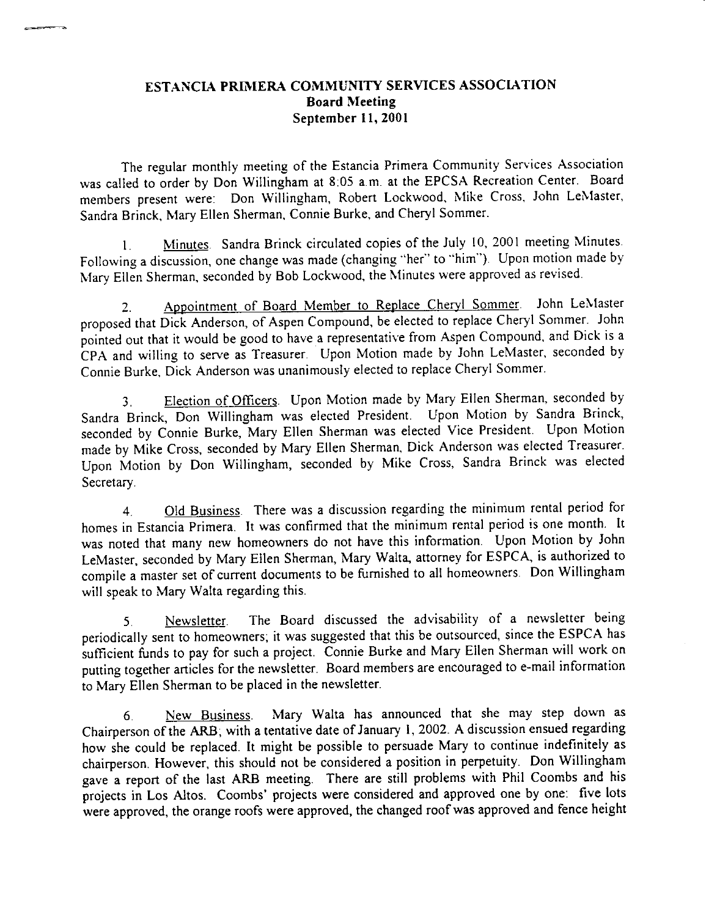**ESTANCIA PRIMERA COMMUNITY SERVICES ASSOCIATION**
**Board Meeting**
**September 11, 2001**

The regular monthly meeting of the Estancia Primera Community Services Association was called to order by Don Willingham at 8:05 a.m. at the EPCSA Recreation Center. Board members present were: Don Willingham, Robert Lockwood, Mike Cross, John LeMaster, Sandra Brinck, Mary Ellen Sherman, Connie Burke, and Cheryl Sommer.

1. Minutes. Sandra Brinck circulated copies of the July 10, 2001 meeting Minutes. Following a discussion, one change was made (changing "her" to "him"). Upon motion made by Mary Ellen Sherman, seconded by Bob Lockwood, the Minutes were approved as revised.

2. Appointment of Board Member to Replace Cheryl Sommer. John LeMaster proposed that Dick Anderson, of Aspen Compound, be elected to replace Cheryl Sommer. John pointed out that it would be good to have a representative from Aspen Compound, and Dick is a CPA and willing to serve as Treasurer. Upon Motion made by John LeMaster, seconded by Connie Burke, Dick Anderson was unanimously elected to replace Cheryl Sommer.

3. Election of Officers. Upon Motion made by Mary Ellen Sherman, seconded by Sandra Brinck, Don Willingham was elected President. Upon Motion by Sandra Brinck, seconded by Connie Burke, Mary Ellen Sherman was elected Vice President. Upon Motion made by Mike Cross, seconded by Mary Ellen Sherman, Dick Anderson was elected Treasurer. Upon Motion by Don Willingham, seconded by Mike Cross, Sandra Brinck was elected Secretary.

4. Old Business. There was a discussion regarding the minimum rental period for homes in Estancia Primera. It was confirmed that the minimum rental period is one month. It was noted that many new homeowners do not have this information. Upon Motion by John LeMaster, seconded by Mary Ellen Sherman, Mary Walta, attorney for ESPCA, is authorized to compile a master set of current documents to be furnished to all homeowners. Don Willingham will speak to Mary Walta regarding this.

5. Newsletter. The Board discussed the advisability of a newsletter being periodically sent to homeowners; it was suggested that this be outsourced, since the ESPCA has sufficient funds to pay for such a project. Connie Burke and Mary Ellen Sherman will work on putting together articles for the newsletter. Board members are encouraged to e-mail information to Mary Ellen Sherman to be placed in the newsletter.

6. New Business. Mary Walta has announced that she may step down as Chairperson of the ARB, with a tentative date of January 1, 2002. A discussion ensued regarding how she could be replaced. It might be possible to persuade Mary to continue indefinitely as chairperson. However, this should not be considered a position in perpetuity. Don Willingham gave a report of the last ARB meeting. There are still problems with Phil Coombs and his projects in Los Altos. Coombs' projects were considered and approved one by one: five lots were approved, the orange roofs were approved, the changed roof was approved and fence height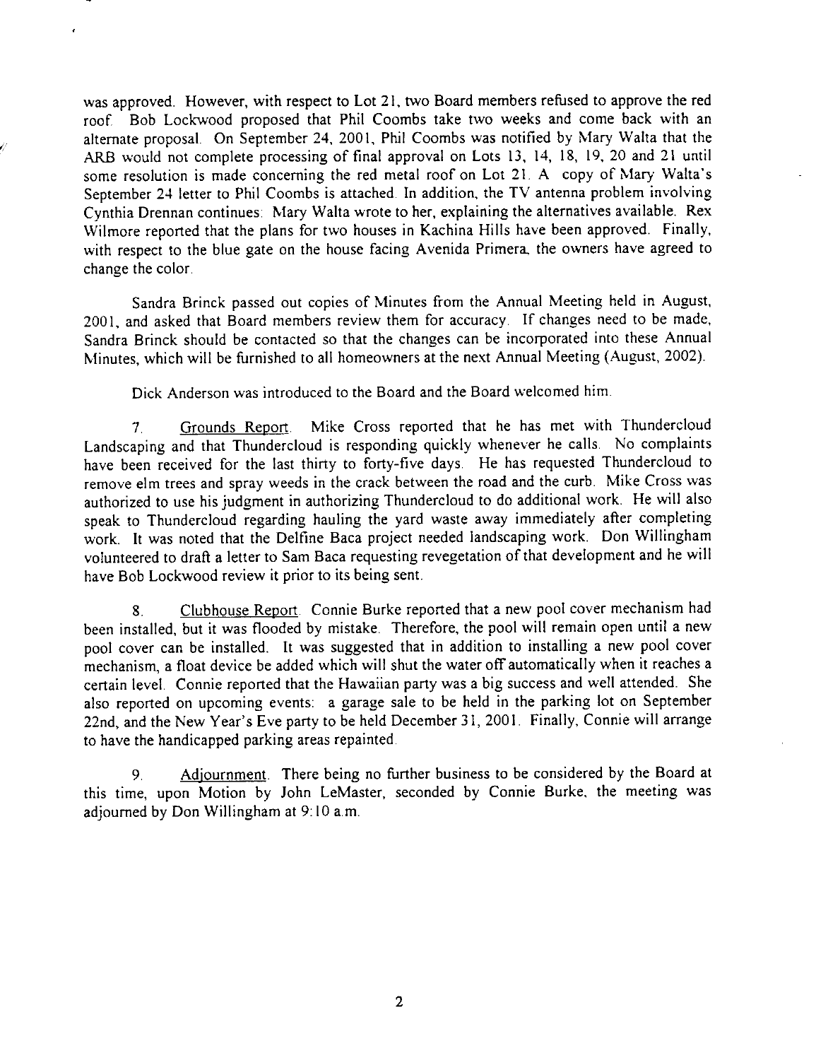was approved. However, with respect to Lot 21, two Board members refused to approve the red roof. Bob Lockwood proposed that Phil Coombs take two weeks and come back with an alternate proposal. On September 24, 2001, Phil Coombs was notified by Mary Walta that the ARB would not complete processing of final approval on Lots 13, 14, 18, 19, 20 and 21 until some resolution is made concerning the red metal roof on Lot 21. A copy of Mary Walta's September 24 letter to Phil Coombs is attached. In addition, the TV antenna problem involving Cynthia Drennan continues: Mary Walta wrote to her, explaining the alternatives available. Rex Wilmore reported that the plans for two houses in Kachina Hills have been approved. Finally, with respect to the blue gate on the house facing Avenida Primera, the owners have agreed to change the color.

Sandra Brinck passed out copies of Minutes from the Annual Meeting held in August, 2001, and asked that Board members review them for accuracy. If changes need to be made, Sandra Brinck should be contacted so that the changes can be incorporated into these Annual Minutes, which will be furnished to all homeowners at the next Annual Meeting (August, 2002).

Dick Anderson was introduced to the Board and the Board welcomed him.

7. Grounds Report. Mike Cross reported that he has met with Thundercloud Landscaping and that Thundercloud is responding quickly whenever he calls. No complaints have been received for the last thirty to forty-five days. He has requested Thundercloud to remove elm trees and spray weeds in the crack between the road and the curb. Mike Cross was authorized to use his judgment in authorizing Thundercloud to do additional work. He will also speak to Thundercloud regarding hauling the yard waste away immediately after completing work. It was noted that the Delfine Baca project needed landscaping work. Don Willingham volunteered to draft a letter to Sam Baca requesting revegetation of that development and he will have Bob Lockwood review it prior to its being sent.

8. Clubhouse Report. Connie Burke reported that a new pool cover mechanism had been installed, but it was flooded by mistake. Therefore, the pool will remain open until a new pool cover can be installed. It was suggested that in addition to installing a new pool cover mechanism, a float device be added which will shut the water off automatically when it reaches a certain level. Connie reported that the Hawaiian party was a big success and well attended. She also reported on upcoming events: a garage sale to be held in the parking lot on September 22nd, and the New Year's Eve party to be held December 31, 2001. Finally, Connie will arrange to have the handicapped parking areas repainted.

9. Adjournment. There being no further business to be considered by the Board at this time, upon Motion by John LeMaster, seconded by Connie Burke, the meeting was adjourned by Don Willingham at 9:10 a.m.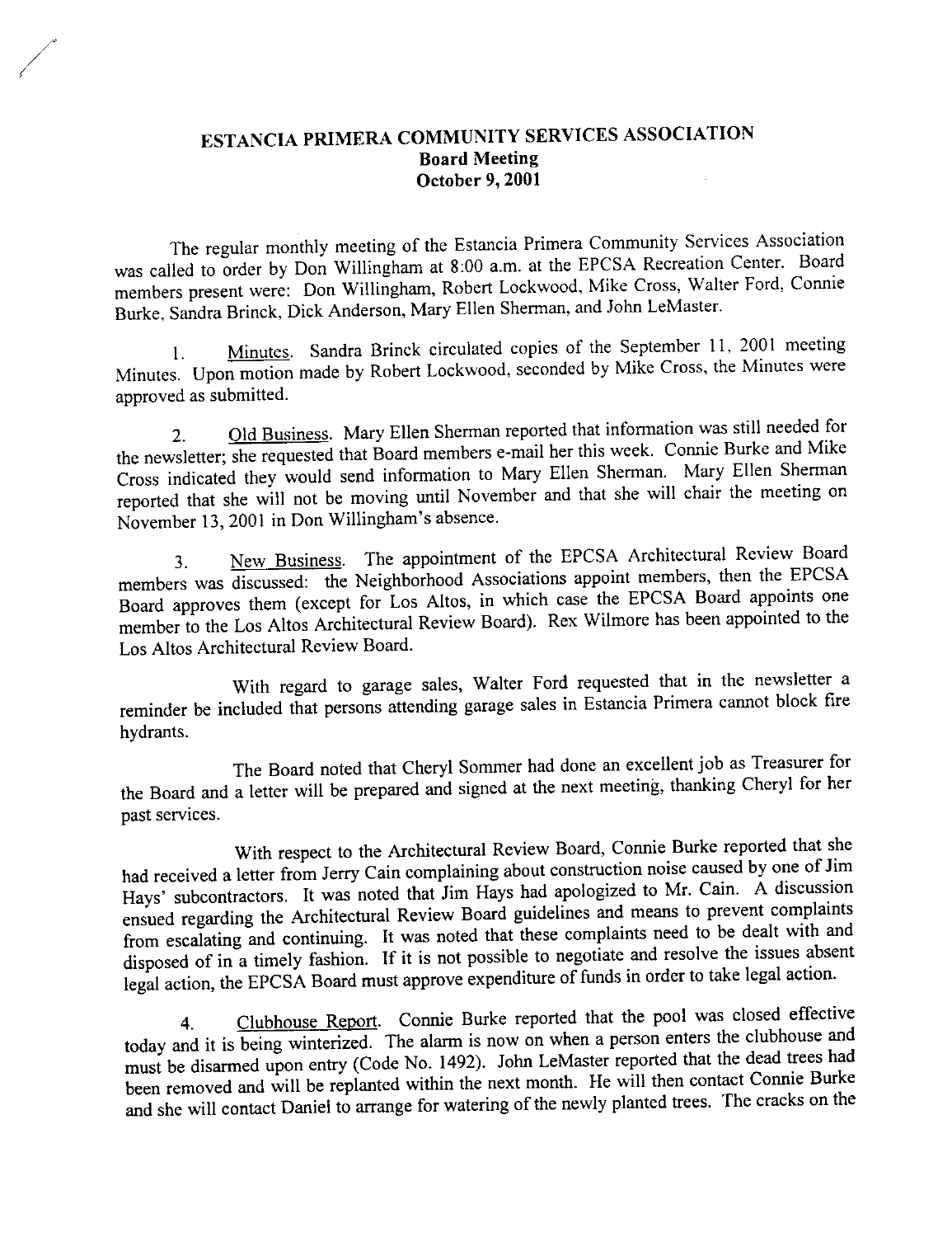# ESTANCIA PRIMERA COMMUNITY SERVICES ASSOCIATION

## Board Meeting

## October 9, 2001

The regular monthly meeting of the Estancia Primera Community Services Association was called to order by Don Willingham at 8:00 a.m. at the EPCSA Recreation Center. Board members present were: Don Willingham, Robert Lockwood, Mike Cross, Walter Ford, Connie Burke, Sandra Brinck, Dick Anderson, Mary Ellen Sherman, and John LeMaster.

1. Minutes. Sandra Brinck circulated copies of the September 11, 2001 meeting Minutes. Upon motion made by Robert Lockwood, seconded by Mike Cross, the Minutes were approved as submitted.

2. Old Business. Mary Ellen Sherman reported that information was still needed for the newsletter; she requested that Board members e-mail her this week. Connie Burke and Mike Cross indicated they would send information to Mary Ellen Sherman. Mary Ellen Sherman reported that she will not be moving until November and that she will chair the meeting on November 13, 2001 in Don Willingham's absence.

3. New Business. The appointment of the EPCSA Architectural Review Board members was discussed: the Neighborhood Associations appoint members, then the EPCSA Board approves them (except for Los Altos, in which case the EPCSA Board appoints one member to the Los Altos Architectural Review Board). Rex Wilmore has been appointed to the Los Altos Architectural Review Board.

With regard to garage sales, Walter Ford requested that in the newsletter a reminder be included that persons attending garage sales in Estancia Primera cannot block fire hydrants.

The Board noted that Cheryl Sommer had done an excellent job as Treasurer for the Board and a letter will be prepared and signed at the next meeting, thanking Cheryl for her past services.

With respect to the Architectural Review Board, Connie Burke reported that she had received a letter from Jerry Cain complaining about construction noise caused by one of Jim Hays' subcontractors. It was noted that Jim Hays had apologized to Mr. Cain. A discussion ensued regarding the Architectural Review Board guidelines and means to prevent complaints from escalating and continuing. It was noted that these complaints need to be dealt with and disposed of in a timely fashion. If it is not possible to negotiate and resolve the issues absent legal action, the EPCSA Board must approve expenditure of funds in order to take legal action.

4. Clubhouse Report. Connie Burke reported that the pool was closed effective today and it is being winterized. The alarm is now on when a person enters the clubhouse and must be disarmed upon entry (Code No. 1492). John LeMaster reported that the dead trees had been removed and will be replanted within the next month. He will then contact Connie Burke and she will contact Daniel to arrange for watering of the newly planted trees. The cracks on the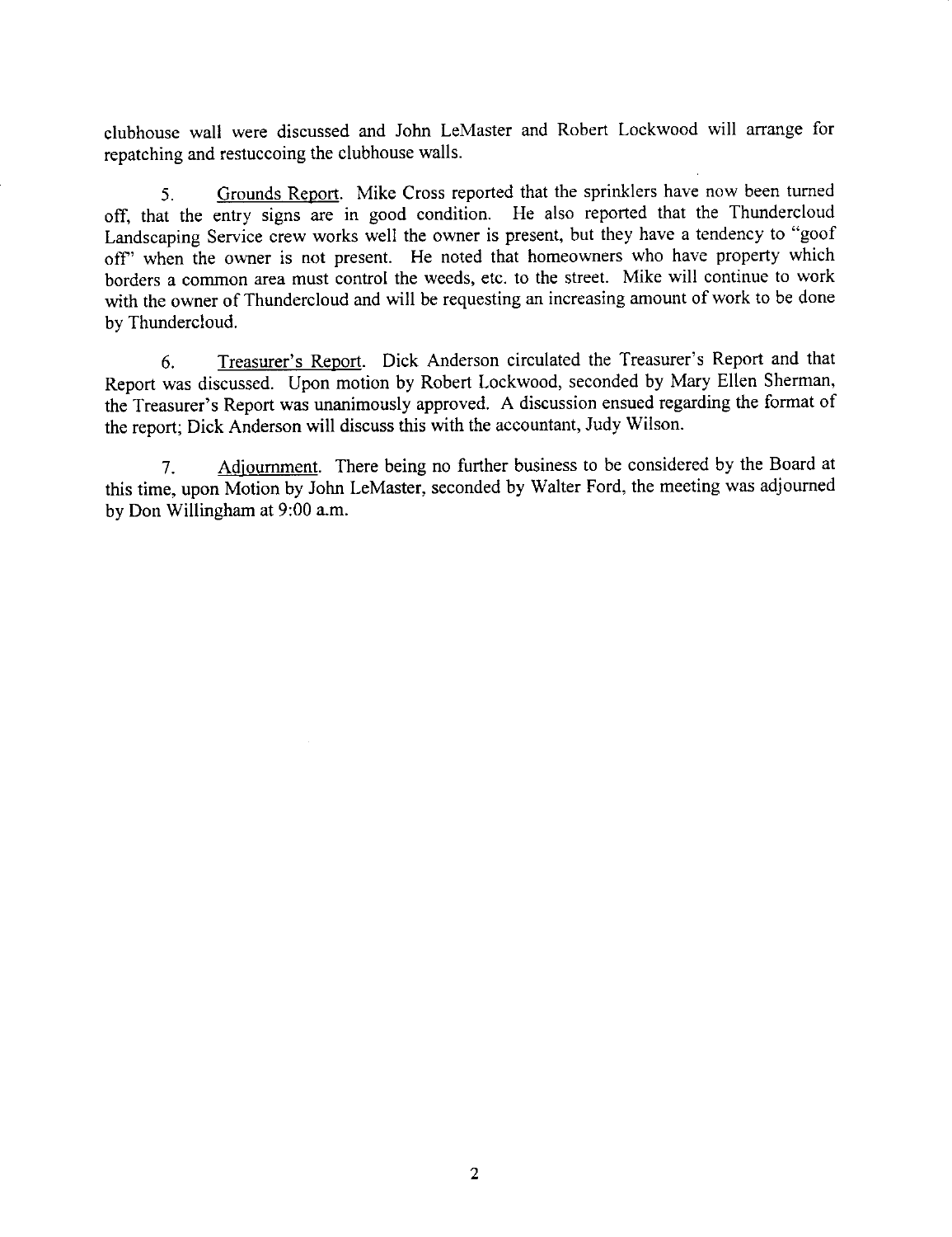clubhouse wall were discussed and John LeMaster and Robert Lockwood will arrange for repatching and restuccoing the clubhouse walls.

5. <u>Grounds Report</u>. Mike Cross reported that the sprinklers have now been turned off, that the entry signs are in good condition. He also reported that the Thundercloud Landscaping Service crew works well the owner is present, but they have a tendency to "goof off" when the owner is not present. He noted that homeowners who have property which borders a common area must control the weeds, etc. to the street. Mike will continue to work with the owner of Thundercloud and will be requesting an increasing amount of work to be done by Thundercloud.

6. <u>Treasurer's Report</u>. Dick Anderson circulated the Treasurer's Report and that Report was discussed. Upon motion by Robert Lockwood, seconded by Mary Ellen Sherman, the Treasurer's Report was unanimously approved. A discussion ensued regarding the format of the report; Dick Anderson will discuss this with the accountant, Judy Wilson.

7. <u>Adjournment</u>. There being no further business to be considered by the Board at this time, upon Motion by John LeMaster, seconded by Walter Ford, the meeting was adjourned by Don Willingham at 9:00 a.m.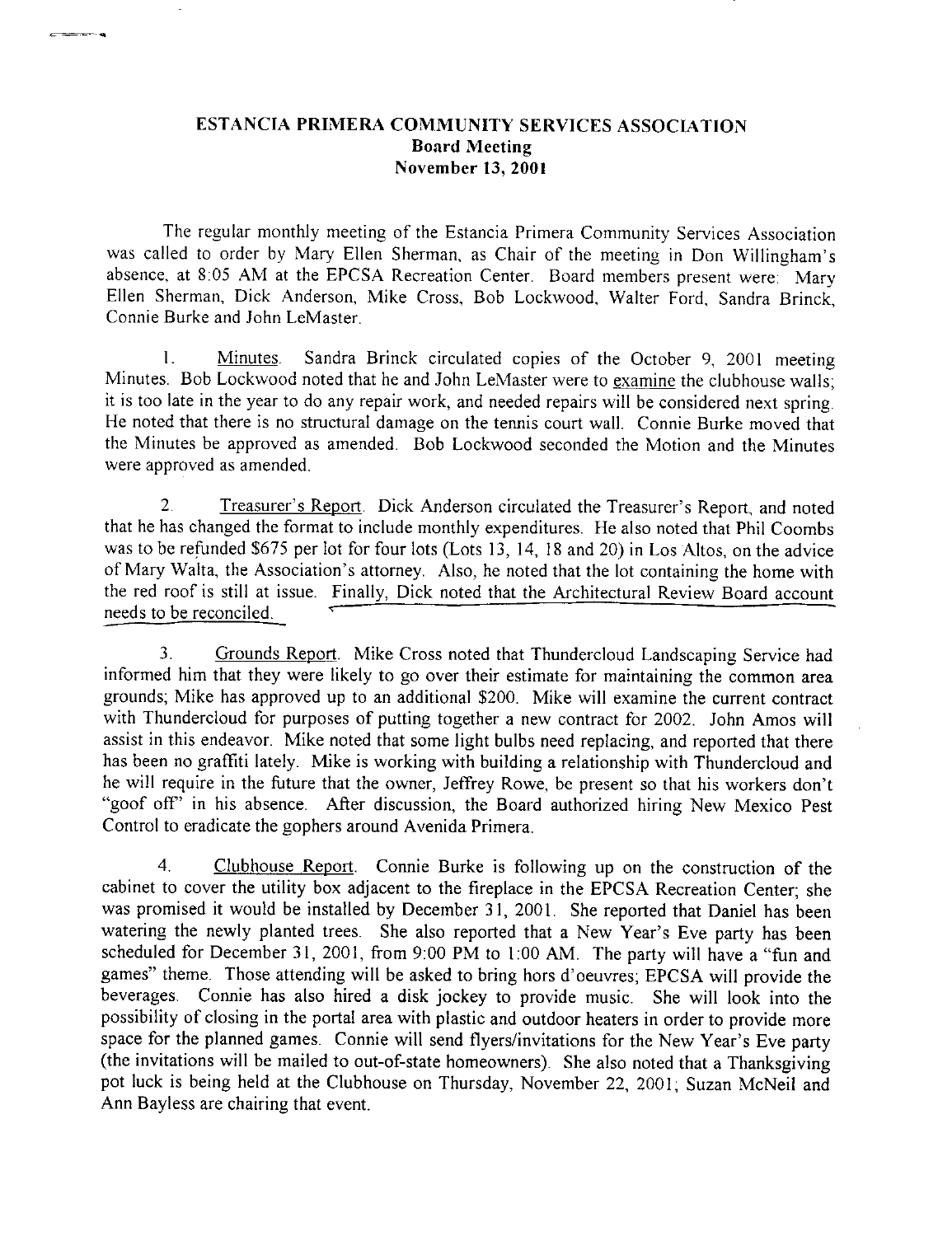# ESTANCIA PRIMERA COMMUNITY SERVICES ASSOCIATION
## Board Meeting
## November 13, 2001

The regular monthly meeting of the Estancia Primera Community Services Association was called to order by Mary Ellen Sherman, as Chair of the meeting in Don Willingham's absence, at 8:05 AM at the EPCSA Recreation Center. Board members present were: Mary Ellen Sherman, Dick Anderson, Mike Cross, Bob Lockwood, Walter Ford, Sandra Brinck, Connie Burke and John LeMaster.

1. Minutes. Sandra Brinck circulated copies of the October 9, 2001 meeting Minutes. Bob Lockwood noted that he and John LeMaster were to examine the clubhouse walls; it is too late in the year to do any repair work, and needed repairs will be considered next spring. He noted that there is no structural damage on the tennis court wall. Connie Burke moved that the Minutes be approved as amended. Bob Lockwood seconded the Motion and the Minutes were approved as amended.

2. Treasurer's Report. Dick Anderson circulated the Treasurer's Report, and noted that he has changed the format to include monthly expenditures. He also noted that Phil Coombs was to be refunded $675 per lot for four lots (Lots 13, 14, 18 and 20) in Los Altos, on the advice of Mary Walta, the Association's attorney. Also, he noted that the lot containing the home with the red roof is still at issue. Finally, Dick noted that the Architectural Review Board account needs to be reconciled.

3. Grounds Report. Mike Cross noted that Thundercloud Landscaping Service had informed him that they were likely to go over their estimate for maintaining the common area grounds; Mike has approved up to an additional $200. Mike will examine the current contract with Thundercloud for purposes of putting together a new contract for 2002. John Amos will assist in this endeavor. Mike noted that some light bulbs need replacing, and reported that there has been no graffiti lately. Mike is working with building a relationship with Thundercloud and he will require in the future that the owner, Jeffrey Rowe, be present so that his workers don't "goof off" in his absence. After discussion, the Board authorized hiring New Mexico Pest Control to eradicate the gophers around Avenida Primera.

4. Clubhouse Report. Connie Burke is following up on the construction of the cabinet to cover the utility box adjacent to the fireplace in the EPCSA Recreation Center; she was promised it would be installed by December 31, 2001. She reported that Daniel has been watering the newly planted trees. She also reported that a New Year's Eve party has been scheduled for December 31, 2001, from 9:00 PM to 1:00 AM. The party will have a "fun and games" theme. Those attending will be asked to bring hors d'oeuvres; EPCSA will provide the beverages. Connie has also hired a disk jockey to provide music. She will look into the possibility of closing in the portal area with plastic and outdoor heaters in order to provide more space for the planned games. Connie will send flyers/invitations for the New Year's Eve party (the invitations will be mailed to out-of-state homeowners). She also noted that a Thanksgiving pot luck is being held at the Clubhouse on Thursday, November 22, 2001; Suzan McNeil and Ann Bayless are chairing that event.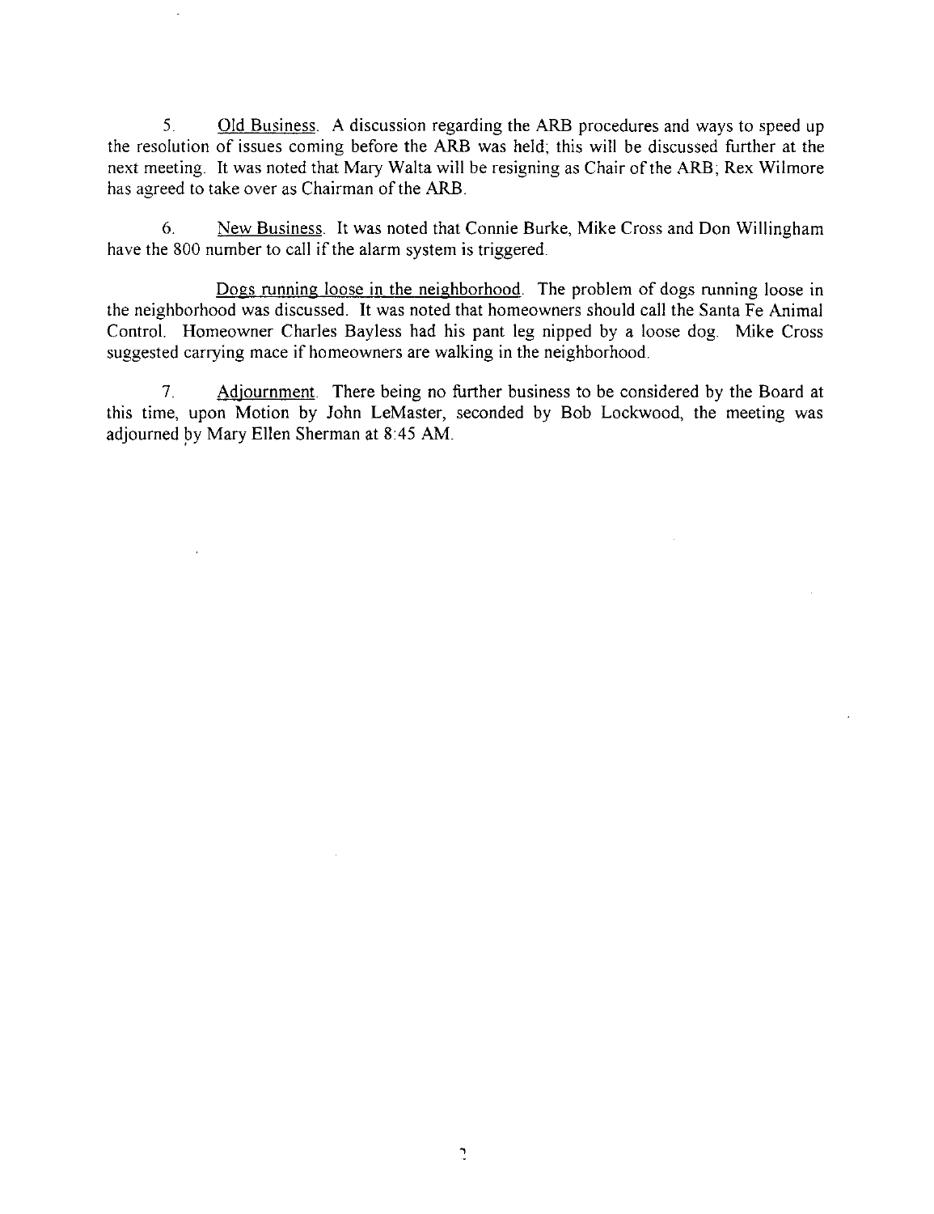5. Old Business. A discussion regarding the ARB procedures and ways to speed up the resolution of issues coming before the ARB was held; this will be discussed further at the next meeting. It was noted that Mary Walta will be resigning as Chair of the ARB; Rex Wilmore has agreed to take over as Chairman of the ARB.

6. New Business. It was noted that Connie Burke, Mike Cross and Don Willingham have the 800 number to call if the alarm system is triggered.

Dogs running loose in the neighborhood. The problem of dogs running loose in the neighborhood was discussed. It was noted that homeowners should call the Santa Fe Animal Control. Homeowner Charles Bayless had his pant leg nipped by a loose dog. Mike Cross suggested carrying mace if homeowners are walking in the neighborhood.

7. Adjournment. There being no further business to be considered by the Board at this time, upon Motion by John LeMaster, seconded by Bob Lockwood, the meeting was adjourned by Mary Ellen Sherman at 8:45 AM.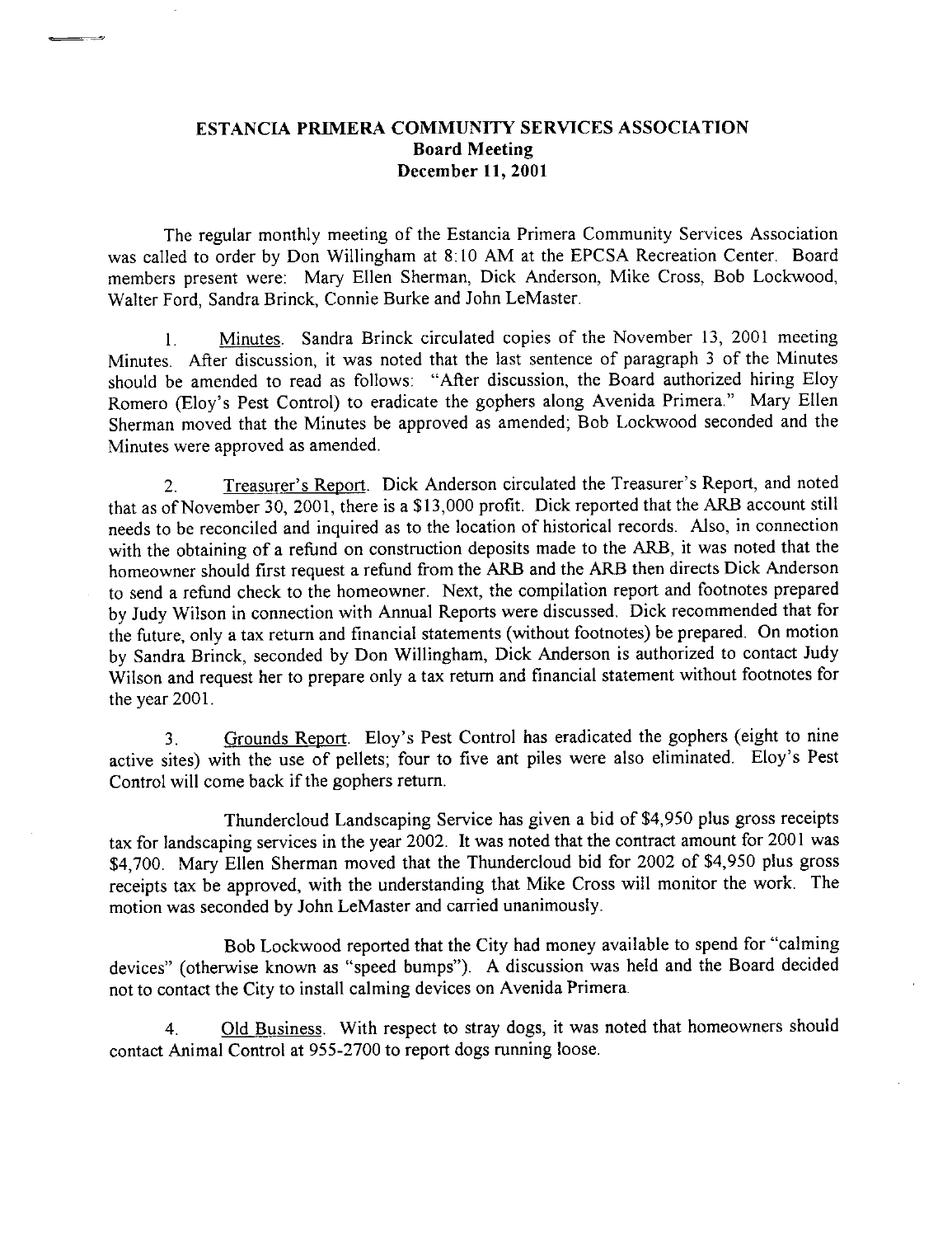# ESTANCIA PRIMERA COMMUNITY SERVICES ASSOCIATION
## Board Meeting
## December 11, 2001

The regular monthly meeting of the Estancia Primera Community Services Association was called to order by Don Willingham at 8:10 AM at the EPCSA Recreation Center. Board members present were: Mary Ellen Sherman, Dick Anderson, Mike Cross, Bob Lockwood, Walter Ford, Sandra Brinck, Connie Burke and John LeMaster.

1. Minutes. Sandra Brinck circulated copies of the November 13, 2001 meeting Minutes. After discussion, it was noted that the last sentence of paragraph 3 of the Minutes should be amended to read as follows: "After discussion, the Board authorized hiring Eloy Romero (Eloy's Pest Control) to eradicate the gophers along Avenida Primera." Mary Ellen Sherman moved that the Minutes be approved as amended; Bob Lockwood seconded and the Minutes were approved as amended.

2. Treasurer's Report. Dick Anderson circulated the Treasurer's Report, and noted that as of November 30, 2001, there is a $13,000 profit. Dick reported that the ARB account still needs to be reconciled and inquired as to the location of historical records. Also, in connection with the obtaining of a refund on construction deposits made to the ARB, it was noted that the homeowner should first request a refund from the ARB and the ARB then directs Dick Anderson to send a refund check to the homeowner. Next, the compilation report and footnotes prepared by Judy Wilson in connection with Annual Reports were discussed. Dick recommended that for the future, only a tax return and financial statements (without footnotes) be prepared. On motion by Sandra Brinck, seconded by Don Willingham, Dick Anderson is authorized to contact Judy Wilson and request her to prepare only a tax return and financial statement without footnotes for the year 2001.

3. Grounds Report. Eloy's Pest Control has eradicated the gophers (eight to nine active sites) with the use of pellets; four to five ant piles were also eliminated. Eloy's Pest Control will come back if the gophers return.

Thundercloud Landscaping Service has given a bid of $4,950 plus gross receipts tax for landscaping services in the year 2002. It was noted that the contract amount for 2001 was $4,700. Mary Ellen Sherman moved that the Thundercloud bid for 2002 of $4,950 plus gross receipts tax be approved, with the understanding that Mike Cross will monitor the work. The motion was seconded by John LeMaster and carried unanimously.

Bob Lockwood reported that the City had money available to spend for "calming devices" (otherwise known as "speed bumps"). A discussion was held and the Board decided not to contact the City to install calming devices on Avenida Primera.

4. Old Business. With respect to stray dogs, it was noted that homeowners should contact Animal Control at 955-2700 to report dogs running loose.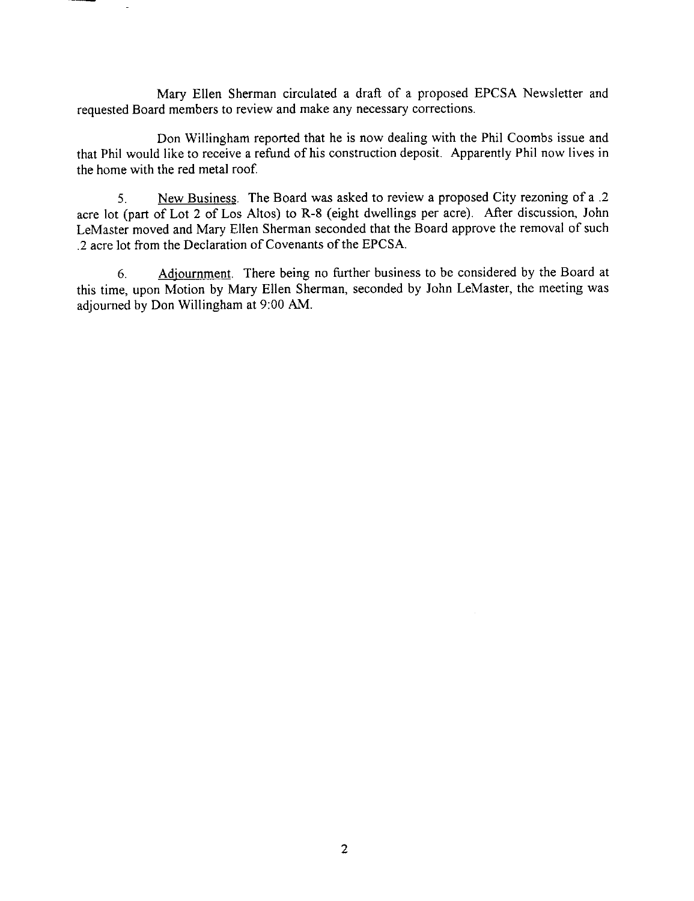Mary Ellen Sherman circulated a draft of a proposed EPCSA Newsletter and requested Board members to review and make any necessary corrections.

Don Willingham reported that he is now dealing with the Phil Coombs issue and that Phil would like to receive a refund of his construction deposit. Apparently Phil now lives in the home with the red metal roof.

5. New Business. The Board was asked to review a proposed City rezoning of a .2 acre lot (part of Lot 2 of Los Altos) to R-8 (eight dwellings per acre). After discussion, John LeMaster moved and Mary Ellen Sherman seconded that the Board approve the removal of such .2 acre lot from the Declaration of Covenants of the EPCSA.

6. Adjournment. There being no further business to be considered by the Board at this time, upon Motion by Mary Ellen Sherman, seconded by John LeMaster, the meeting was adjourned by Don Willingham at 9:00 AM.